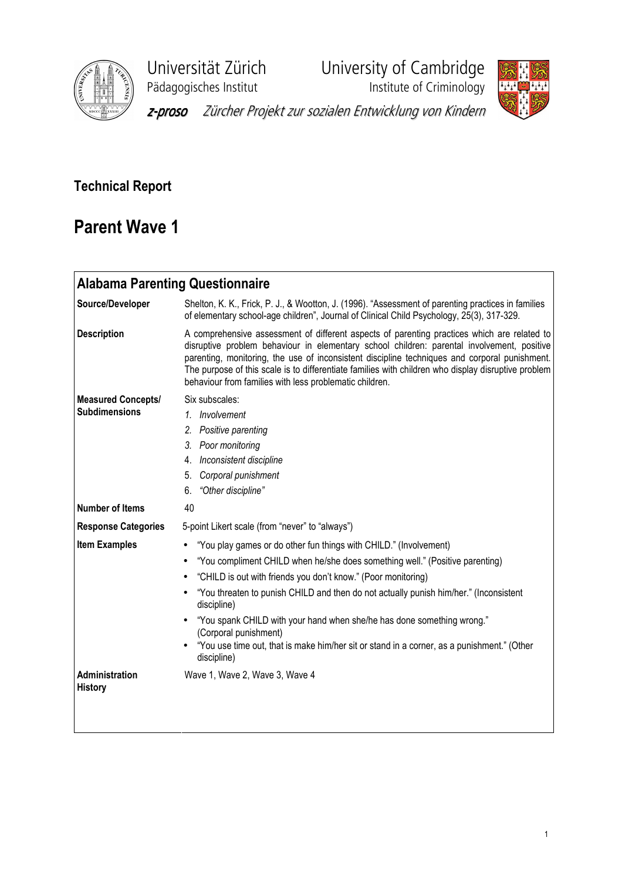Universität Zürich
Pädagogisches Institut

University of Cambridge
Institute of Criminology

*z-proso* *Zürcher Projekt zur sozialen Entwicklung von Kindern*

**Technical Report**

# Parent Wave 1

## Alabama Parenting Questionnaire

| | |
|---|---|
| **Source/Developer** | Shelton, K. K., Frick, P. J., & Wootton, J. (1996). "Assessment of parenting practices in families of elementary school-age children", Journal of Clinical Child Psychology, 25(3), 317-329. |
| **Description** | A comprehensive assessment of different aspects of parenting practices which are related to disruptive problem behaviour in elementary school children: parental involvement, positive parenting, monitoring, the use of inconsistent discipline techniques and corporal punishment. The purpose of this scale is to differentiate families with children who display disruptive problem behaviour from families with less problematic children. |
| **Measured Concepts/ Subdimensions** | Six subscales:<br>1. *Involvement*<br>2. *Positive parenting*<br>3. *Poor monitoring*<br>4. *Inconsistent discipline*<br>5. *Corporal punishment*<br>6. *"Other discipline"* |
| **Number of Items** | 40 |
| **Response Categories** | 5-point Likert scale (from "never" to "always") |
| **Item Examples** | • "You play games or do other fun things with CHILD." (Involvement)<br>• "You compliment CHILD when he/she does something well." (Positive parenting)<br>• "CHILD is out with friends you don't know." (Poor monitoring)<br>• "You threaten to punish CHILD and then do not actually punish him/her." (Inconsistent discipline)<br>• "You spank CHILD with your hand when she/he has done something wrong." (Corporal punishment)<br>• "You use time out, that is make him/her sit or stand in a corner, as a punishment." (Other discipline) |
| **Administration History** | Wave 1, Wave 2, Wave 3, Wave 4 |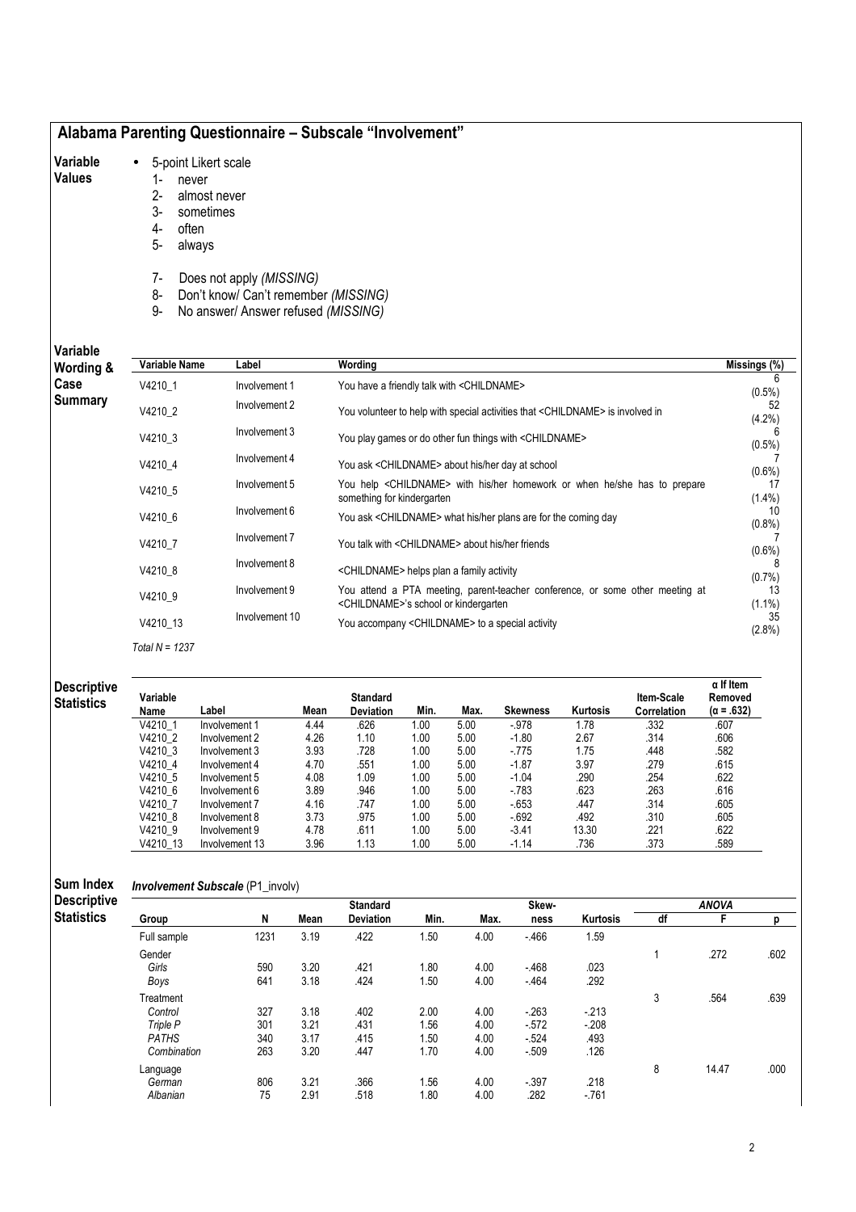## Alabama Parenting Questionnaire – Subscale "Involvement"

**Variable Values**

- 5-point Likert scale
  1- never
  2- almost never
  3- sometimes
  4- often
  5- always

  7- Does not apply *(MISSING)*
  8- Don't know/ Can't remember *(MISSING)*
  9- No answer/ Answer refused *(MISSING)*

**Variable Wording & Case Summary**

| Variable Name | Label | Wording | Missings (%) |
|---|---|---|---|
| V4210_1 | Involvement 1 | You have a friendly talk with <CHILDNAME> | 6 (0.5%) |
| V4210_2 | Involvement 2 | You volunteer to help with special activities that <CHILDNAME> is involved in | 52 (4.2%) |
| V4210_3 | Involvement 3 | You play games or do other fun things with <CHILDNAME> | 6 (0.5%) |
| V4210_4 | Involvement 4 | You ask <CHILDNAME> about his/her day at school | 7 (0.6%) |
| V4210_5 | Involvement 5 | You help <CHILDNAME> with his/her homework or when he/she has to prepare something for kindergarten | 17 (1.4%) |
| V4210_6 | Involvement 6 | You ask <CHILDNAME> what his/her plans are for the coming day | 10 (0.8%) |
| V4210_7 | Involvement 7 | You talk with <CHILDNAME> about his/her friends | 7 (0.6%) |
| V4210_8 | Involvement 8 | <CHILDNAME> helps plan a family activity | 8 (0.7%) |
| V4210_9 | Involvement 9 | You attend a PTA meeting, parent-teacher conference, or some other meeting at <CHILDNAME>'s school or kindergarten | 13 (1.1%) |
| V4210_13 | Involvement 10 | You accompany <CHILDNAME> to a special activity | 35 (2.8%) |

*Total N = 1237*

**Descriptive Statistics**

| Variable Name | Label | Mean | Standard Deviation | Min. | Max. | Skewness | Kurtosis | Item-Scale Correlation | α If Item Removed (α = .632) |
|---|---|---|---|---|---|---|---|---|---|
| V4210_1 | Involvement 1 | 4.44 | .626 | 1.00 | 5.00 | -.978 | 1.78 | .332 | .607 |
| V4210_2 | Involvement 2 | 4.26 | 1.10 | 1.00 | 5.00 | -1.80 | 2.67 | .314 | .606 |
| V4210_3 | Involvement 3 | 3.93 | .728 | 1.00 | 5.00 | -.775 | 1.75 | .448 | .582 |
| V4210_4 | Involvement 4 | 4.70 | .551 | 1.00 | 5.00 | -1.87 | 3.97 | .279 | .615 |
| V4210_5 | Involvement 5 | 4.08 | 1.09 | 1.00 | 5.00 | -1.04 | .290 | .254 | .622 |
| V4210_6 | Involvement 6 | 3.89 | .946 | 1.00 | 5.00 | -.783 | .623 | .263 | .616 |
| V4210_7 | Involvement 7 | 4.16 | .747 | 1.00 | 5.00 | -.653 | .447 | .314 | .605 |
| V4210_8 | Involvement 8 | 3.73 | .975 | 1.00 | 5.00 | -.692 | .492 | .310 | .605 |
| V4210_9 | Involvement 9 | 4.78 | .611 | 1.00 | 5.00 | -3.41 | 13.30 | .221 | .622 |
| V4210_13 | Involvement 13 | 3.96 | 1.13 | 1.00 | 5.00 | -1.14 | .736 | .373 | .589 |

**Sum Index Descriptive Statistics**

***Involvement Subscale*** (P1_involv)

| Group | N | Mean | Standard Deviation | Min. | Max. | Skewness | Kurtosis | ANOVA df | ANOVA F | ANOVA p |
|---|---|---|---|---|---|---|---|---|---|---|
| Full sample | 1231 | 3.19 | .422 | 1.50 | 4.00 | -.466 | 1.59 | | | |
| Gender | | | | | | | | 1 | .272 | .602 |
| *Girls* | 590 | 3.20 | .421 | 1.80 | 4.00 | -.468 | .023 | | | |
| *Boys* | 641 | 3.18 | .424 | 1.50 | 4.00 | -.464 | .292 | | | |
| Treatment | | | | | | | | 3 | .564 | .639 |
| *Control* | 327 | 3.18 | .402 | 2.00 | 4.00 | -.263 | -.213 | | | |
| *Triple P* | 301 | 3.21 | .431 | 1.56 | 4.00 | -.572 | -.208 | | | |
| *PATHS* | 340 | 3.17 | .415 | 1.50 | 4.00 | -.524 | .493 | | | |
| *Combination* | 263 | 3.20 | .447 | 1.70 | 4.00 | -.509 | .126 | | | |
| Language | | | | | | | | 8 | 14.47 | .000 |
| *German* | 806 | 3.21 | .366 | 1.56 | 4.00 | -.397 | .218 | | | |
| *Albanian* | 75 | 2.91 | .518 | 1.80 | 4.00 | .282 | -.761 | | | |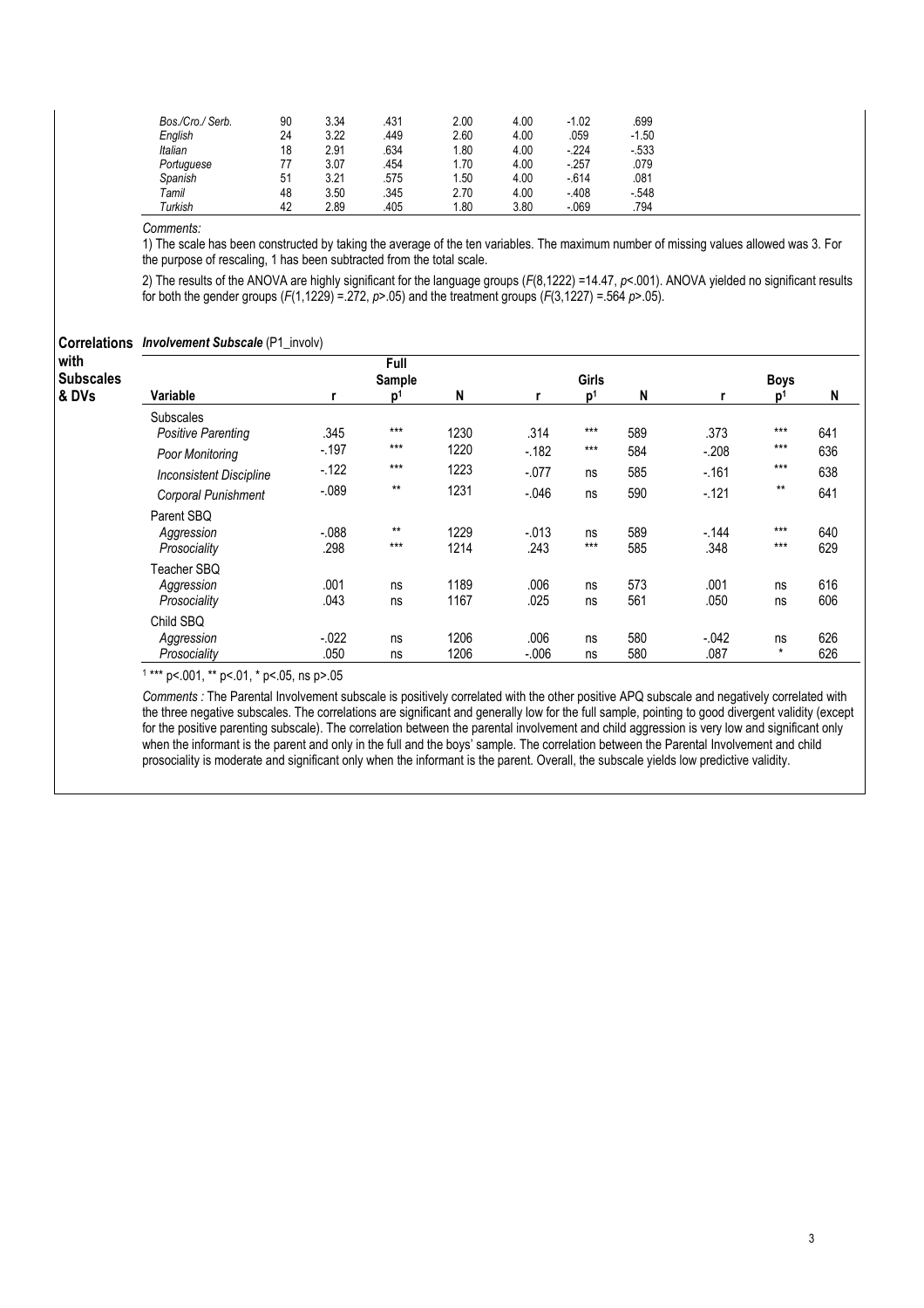| | | | | | | | |
|---|---|---|---|---|---|---|---|
| *Bos./Cro./ Serb.* | 90 | 3.34 | .431 | 2.00 | 4.00 | -1.02 | .699 |
| *English* | 24 | 3.22 | .449 | 2.60 | 4.00 | .059 | -1.50 |
| *Italian* | 18 | 2.91 | .634 | 1.80 | 4.00 | -.224 | -.533 |
| *Portuguese* | 77 | 3.07 | .454 | 1.70 | 4.00 | -.257 | .079 |
| *Spanish* | 51 | 3.21 | .575 | 1.50 | 4.00 | -.614 | .081 |
| *Tamil* | 48 | 3.50 | .345 | 2.70 | 4.00 | -.408 | -.548 |
| *Turkish* | 42 | 2.89 | .405 | 1.80 | 3.80 | -.069 | .794 |

*Comments:*

1) The scale has been constructed by taking the average of the ten variables. The maximum number of missing values allowed was 3. For the purpose of rescaling, 1 has been subtracted from the total scale.

2) The results of the ANOVA are highly significant for the language groups ($F(8,1222) = 14.47$, $p < .001$). ANOVA yielded no significant results for both the gender groups ($F(1,1229) = .272$, $p > .05$) and the treatment groups ($F(3,1227) = .564$ $p > .05$).

**Correlations with Subscales & DVs** ***Involvement Subscale*** (P1_involv)

| Variable | Full Sample r | Full Sample p[1] | Full Sample N | Girls r | Girls p[1] | Girls N | Boys r | Boys p[1] | Boys N |
|---|---|---|---|---|---|---|---|---|---|
| Subscales | | | | | | | | | |
| *Positive Parenting* | .345 | *** | 1230 | .314 | *** | 589 | .373 | *** | 641 |
| *Poor Monitoring* | -.197 | *** | 1220 | -.182 | *** | 584 | -.208 | *** | 636 |
| *Inconsistent Discipline* | -.122 | *** | 1223 | -.077 | ns | 585 | -.161 | *** | 638 |
| *Corporal Punishment* | -.089 | ** | 1231 | -.046 | ns | 590 | -.121 | ** | 641 |
| Parent SBQ | | | | | | | | | |
| *Aggression* | -.088 | ** | 1229 | -.013 | ns | 589 | -.144 | *** | 640 |
| *Prosociality* | .298 | *** | 1214 | .243 | *** | 585 | .348 | *** | 629 |
| Teacher SBQ | | | | | | | | | |
| *Aggression* | .001 | ns | 1189 | .006 | ns | 573 | .001 | ns | 616 |
| *Prosociality* | .043 | ns | 1167 | .025 | ns | 561 | .050 | ns | 606 |
| Child SBQ | | | | | | | | | |
| *Aggression* | -.022 | ns | 1206 | .006 | ns | 580 | -.042 | ns | 626 |
| *Prosociality* | .050 | ns | 1206 | -.006 | ns | 580 | .087 | * | 626 |

[1] *** p<.001, ** p<.01, * p<.05, ns p>.05

*Comments :* The Parental Involvement subscale is positively correlated with the other positive APQ subscale and negatively correlated with the three negative subscales. The correlations are significant and generally low for the full sample, pointing to good divergent validity (except for the positive parenting subscale). The correlation between the parental involvement and child aggression is very low and significant only when the informant is the parent and only in the full and the boys' sample. The correlation between the Parental Involvement and child prosociality is moderate and significant only when the informant is the parent. Overall, the subscale yields low predictive validity.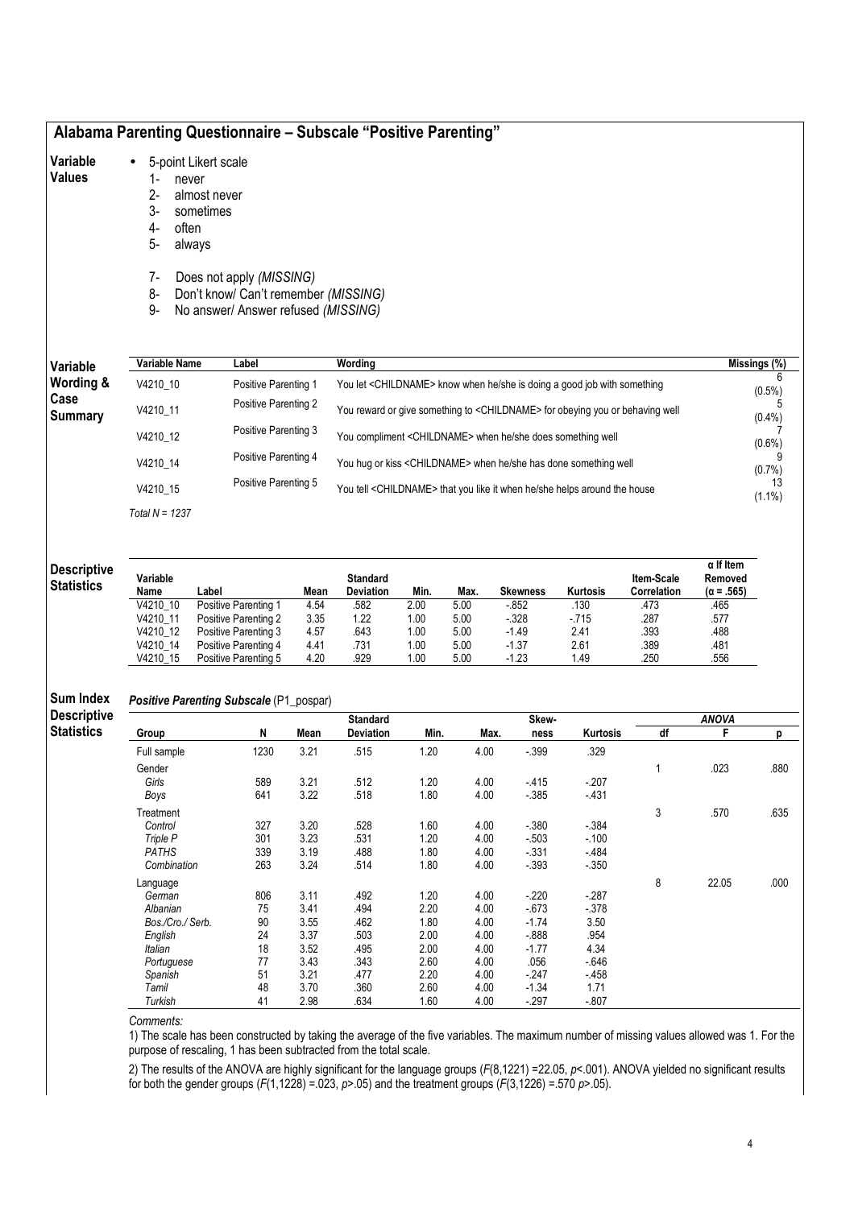## Alabama Parenting Questionnaire – Subscale "Positive Parenting"

**Variable Values**

- 5-point Likert scale
  1- never
  2- almost never
  3- sometimes
  4- often
  5- always

  7- Does not apply *(MISSING)*
  8- Don't know/ Can't remember *(MISSING)*
  9- No answer/ Answer refused *(MISSING)*

**Variable Wording & Case Summary**

| Variable Name | Label | Wording | Missings (%) |
|---|---|---|---|
| V4210_10 | Positive Parenting 1 | You let <CHILDNAME> know when he/she is doing a good job with something | 6 (0.5%) |
| V4210_11 | Positive Parenting 2 | You reward or give something to <CHILDNAME> for obeying you or behaving well | 5 (0.4%) |
| V4210_12 | Positive Parenting 3 | You compliment <CHILDNAME> when he/she does something well | 7 (0.6%) |
| V4210_14 | Positive Parenting 4 | You hug or kiss <CHILDNAME> when he/she has done something well | 9 (0.7%) |
| V4210_15 | Positive Parenting 5 | You tell <CHILDNAME> that you like it when he/she helps around the house | 13 (1.1%) |

*Total N = 1237*

**Descriptive Statistics**

| Variable Name | Label | Mean | Standard Deviation | Min. | Max. | Skewness | Kurtosis | Item-Scale Correlation | α If Item Removed (α = .565) |
|---|---|---|---|---|---|---|---|---|---|
| V4210_10 | Positive Parenting 1 | 4.54 | .582 | 2.00 | 5.00 | -.852 | .130 | .473 | .465 |
| V4210_11 | Positive Parenting 2 | 3.35 | 1.22 | 1.00 | 5.00 | -.328 | -.715 | .287 | .577 |
| V4210_12 | Positive Parenting 3 | 4.57 | .643 | 1.00 | 5.00 | -1.49 | 2.41 | .393 | .488 |
| V4210_14 | Positive Parenting 4 | 4.41 | .731 | 1.00 | 5.00 | -1.37 | 2.61 | .389 | .481 |
| V4210_15 | Positive Parenting 5 | 4.20 | .929 | 1.00 | 5.00 | -1.23 | 1.49 | .250 | .556 |

**Sum Index Descriptive Statistics**

***Positive Parenting Subscale*** (P1_pospar)

| Group | N | Mean | Standard Deviation | Min. | Max. | Skewness | Kurtosis | ANOVA df | ANOVA F | ANOVA p |
|---|---|---|---|---|---|---|---|---|---|---|
| Full sample | 1230 | 3.21 | .515 | 1.20 | 4.00 | -.399 | .329 | | | |
| Gender | | | | | | | | 1 | .023 | .880 |
| *Girls* | 589 | 3.21 | .512 | 1.20 | 4.00 | -.415 | -.207 | | | |
| *Boys* | 641 | 3.22 | .518 | 1.80 | 4.00 | -.385 | -.431 | | | |
| Treatment | | | | | | | | 3 | .570 | .635 |
| *Control* | 327 | 3.20 | .528 | 1.60 | 4.00 | -.380 | -.384 | | | |
| *Triple P* | 301 | 3.23 | .531 | 1.20 | 4.00 | -.503 | -.100 | | | |
| *PATHS* | 339 | 3.19 | .488 | 1.80 | 4.00 | -.331 | -.484 | | | |
| *Combination* | 263 | 3.24 | .514 | 1.80 | 4.00 | -.393 | -.350 | | | |
| Language | | | | | | | | 8 | 22.05 | .000 |
| *German* | 806 | 3.11 | .492 | 1.20 | 4.00 | -.220 | -.287 | | | |
| *Albanian* | 75 | 3.41 | .494 | 2.20 | 4.00 | -.673 | -.378 | | | |
| *Bos./Cro./ Serb.* | 90 | 3.55 | .462 | 1.80 | 4.00 | -1.74 | 3.50 | | | |
| *English* | 24 | 3.37 | .503 | 2.00 | 4.00 | -.888 | .954 | | | |
| *Italian* | 18 | 3.52 | .495 | 2.00 | 4.00 | -1.77 | 4.34 | | | |
| *Portuguese* | 77 | 3.43 | .343 | 2.60 | 4.00 | .056 | -.646 | | | |
| *Spanish* | 51 | 3.21 | .477 | 2.20 | 4.00 | -.247 | -.458 | | | |
| *Tamil* | 48 | 3.70 | .360 | 2.60 | 4.00 | -1.34 | 1.71 | | | |
| *Turkish* | 41 | 2.98 | .634 | 1.60 | 4.00 | -.297 | -.807 | | | |

*Comments:*

1) The scale has been constructed by taking the average of the five variables. The maximum number of missing values allowed was 1. For the purpose of rescaling, 1 has been subtracted from the total scale.

2) The results of the ANOVA are highly significant for the language groups ($F(8,1221) = 22.05$, $p < .001$). ANOVA yielded no significant results for both the gender groups ($F(1,1228) = .023$, $p > .05$) and the treatment groups ($F(3,1226) = .570$ $p > .05$).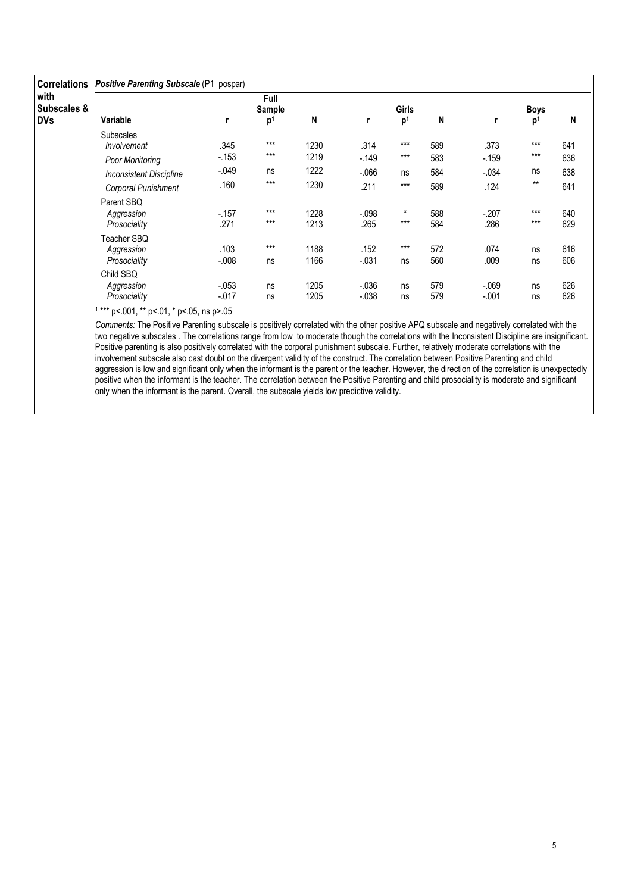**Correlations with Subscales & DVs** — ***Positive Parenting Subscale*** (P1_pospar)

| Variable | Full Sample r | Full Sample p[1] | Full Sample N | Girls r | Girls p[1] | Girls N | Boys r | Boys p[1] | Boys N |
|---|---|---|---|---|---|---|---|---|---|
| Subscales | | | | | | | | | |
| *Involvement* | .345 | *** | 1230 | .314 | *** | 589 | .373 | *** | 641 |
| *Poor Monitoring* | -.153 | *** | 1219 | -.149 | *** | 583 | -.159 | *** | 636 |
| *Inconsistent Discipline* | -.049 | ns | 1222 | -.066 | ns | 584 | -.034 | ns | 638 |
| *Corporal Punishment* | .160 | *** | 1230 | .211 | *** | 589 | .124 | ** | 641 |
| Parent SBQ | | | | | | | | | |
| *Aggression* | -.157 | *** | 1228 | -.098 | * | 588 | -.207 | *** | 640 |
| *Prosociality* | .271 | *** | 1213 | .265 | *** | 584 | .286 | *** | 629 |
| Teacher SBQ | | | | | | | | | |
| *Aggression* | .103 | *** | 1188 | .152 | *** | 572 | .074 | ns | 616 |
| *Prosociality* | -.008 | ns | 1166 | -.031 | ns | 560 | .009 | ns | 606 |
| Child SBQ | | | | | | | | | |
| *Aggression* | -.053 | ns | 1205 | -.036 | ns | 579 | -.069 | ns | 626 |
| *Prosociality* | -.017 | ns | 1205 | -.038 | ns | 579 | -.001 | ns | 626 |

[1] *** p<.001, ** p<.01, * p<.05, ns p>.05

*Comments:* The Positive Parenting subscale is positively correlated with the other positive APQ subscale and negatively correlated with the two negative subscales . The correlations range from low to moderate though the correlations with the Inconsistent Discipline are insignificant. Positive parenting is also positively correlated with the corporal punishment subscale. Further, relatively moderate correlations with the involvement subscale also cast doubt on the divergent validity of the construct. The correlation between Positive Parenting and child aggression is low and significant only when the informant is the parent or the teacher. However, the direction of the correlation is unexpectedly positive when the informant is the teacher. The correlation between the Positive Parenting and child prosociality is moderate and significant only when the informant is the parent. Overall, the subscale yields low predictive validity.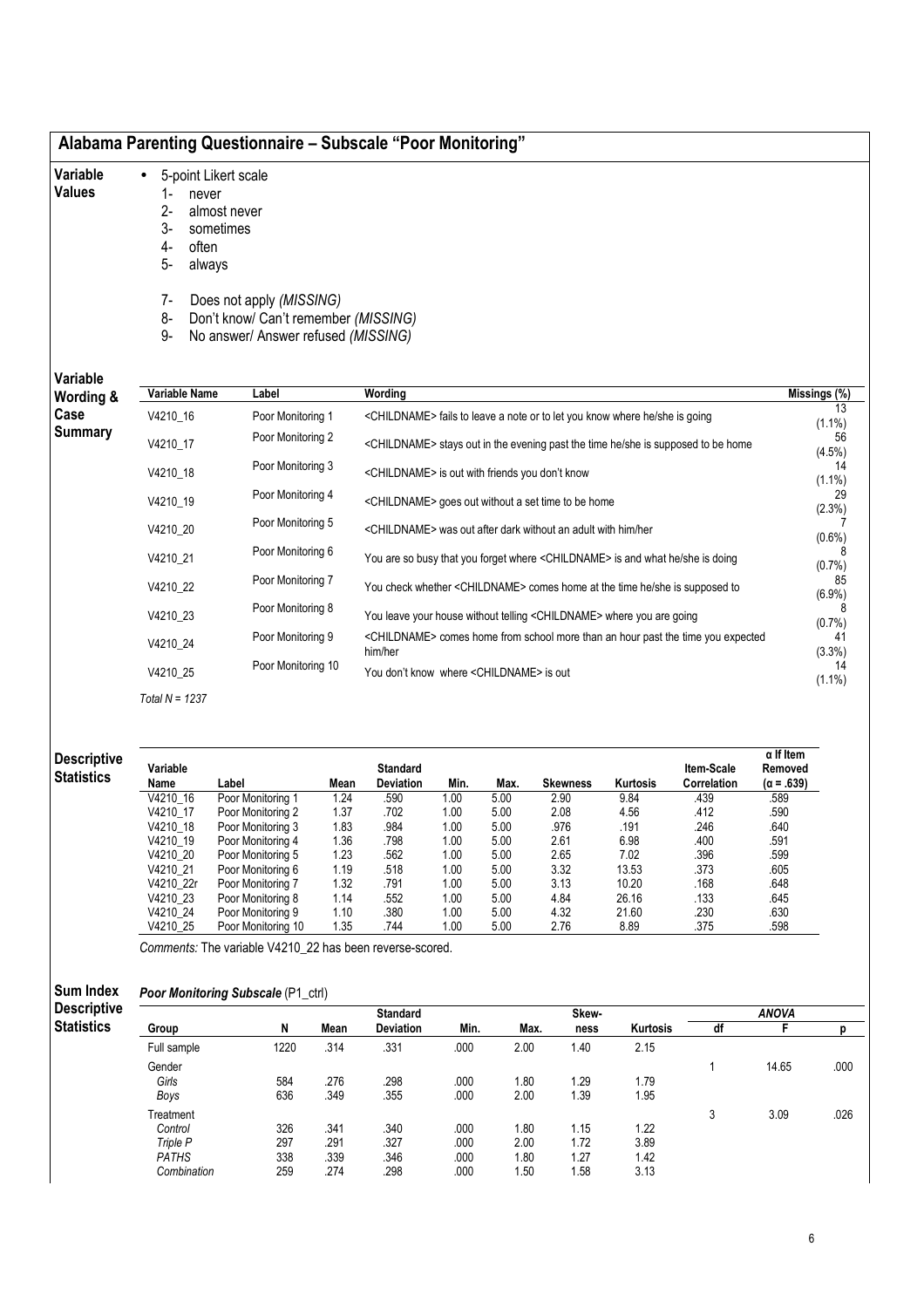## Alabama Parenting Questionnaire – Subscale "Poor Monitoring"

**Variable Values**

- 5-point Likert scale
  1- never
  2- almost never
  3- sometimes
  4- often
  5- always

  7- Does not apply *(MISSING)*
  8- Don't know/ Can't remember *(MISSING)*
  9- No answer/ Answer refused *(MISSING)*

**Variable Wording & Case Summary**

| Variable Name | Label | Wording | Missings (%) |
|---|---|---|---|
| V4210_16 | Poor Monitoring 1 | <CHILDNAME> fails to leave a note or to let you know where he/she is going | 13 (1.1%) |
| V4210_17 | Poor Monitoring 2 | <CHILDNAME> stays out in the evening past the time he/she is supposed to be home | 56 (4.5%) |
| V4210_18 | Poor Monitoring 3 | <CHILDNAME> is out with friends you don't know | 14 (1.1%) |
| V4210_19 | Poor Monitoring 4 | <CHILDNAME> goes out without a set time to be home | 29 (2.3%) |
| V4210_20 | Poor Monitoring 5 | <CHILDNAME> was out after dark without an adult with him/her | 7 (0.6%) |
| V4210_21 | Poor Monitoring 6 | You are so busy that you forget where <CHILDNAME> is and what he/she is doing | 8 (0.7%) |
| V4210_22 | Poor Monitoring 7 | You check whether <CHILDNAME> comes home at the time he/she is supposed to | 85 (6.9%) |
| V4210_23 | Poor Monitoring 8 | You leave your house without telling <CHILDNAME> where you are going | 8 (0.7%) |
| V4210_24 | Poor Monitoring 9 | <CHILDNAME> comes home from school more than an hour past the time you expected him/her | 41 (3.3%) |
| V4210_25 | Poor Monitoring 10 | You don't know where <CHILDNAME> is out | 14 (1.1%) |

*Total N = 1237*

**Descriptive Statistics**

| Variable Name | Label | Mean | Standard Deviation | Min. | Max. | Skewness | Kurtosis | Item-Scale Correlation | α If Item Removed (α = .639) |
|---|---|---|---|---|---|---|---|---|---|
| V4210_16 | Poor Monitoring 1 | 1.24 | .590 | 1.00 | 5.00 | 2.90 | 9.84 | .439 | .589 |
| V4210_17 | Poor Monitoring 2 | 1.37 | .702 | 1.00 | 5.00 | 2.08 | 4.56 | .412 | .590 |
| V4210_18 | Poor Monitoring 3 | 1.83 | .984 | 1.00 | 5.00 | .976 | .191 | .246 | .640 |
| V4210_19 | Poor Monitoring 4 | 1.36 | .798 | 1.00 | 5.00 | 2.61 | 6.98 | .400 | .591 |
| V4210_20 | Poor Monitoring 5 | 1.23 | .562 | 1.00 | 5.00 | 2.65 | 7.02 | .396 | .599 |
| V4210_21 | Poor Monitoring 6 | 1.19 | .518 | 1.00 | 5.00 | 3.32 | 13.53 | .373 | .605 |
| V4210_22r | Poor Monitoring 7 | 1.32 | .791 | 1.00 | 5.00 | 3.13 | 10.20 | .168 | .648 |
| V4210_23 | Poor Monitoring 8 | 1.14 | .552 | 1.00 | 5.00 | 4.84 | 26.16 | .133 | .645 |
| V4210_24 | Poor Monitoring 9 | 1.10 | .380 | 1.00 | 5.00 | 4.32 | 21.60 | .230 | .630 |
| V4210_25 | Poor Monitoring 10 | 1.35 | .744 | 1.00 | 5.00 | 2.76 | 8.89 | .375 | .598 |

*Comments:* The variable V4210_22 has been reverse-scored.

**Sum Index Descriptive Statistics**

***Poor Monitoring Subscale*** (P1_ctrl)

| Group | N | Mean | Standard Deviation | Min. | Max. | Skewness | Kurtosis | ANOVA df | ANOVA F | ANOVA p |
|---|---|---|---|---|---|---|---|---|---|---|
| Full sample | 1220 | .314 | .331 | .000 | 2.00 | 1.40 | 2.15 | | | |
| Gender | | | | | | | | 1 | 14.65 | .000 |
| *Girls* | 584 | .276 | .298 | .000 | 1.80 | 1.29 | 1.79 | | | |
| *Boys* | 636 | .349 | .355 | .000 | 2.00 | 1.39 | 1.95 | | | |
| Treatment | | | | | | | | 3 | 3.09 | .026 |
| *Control* | 326 | .341 | .340 | .000 | 1.80 | 1.15 | 1.22 | | | |
| *Triple P* | 297 | .291 | .327 | .000 | 2.00 | 1.72 | 3.89 | | | |
| *PATHS* | 338 | .339 | .346 | .000 | 1.80 | 1.27 | 1.42 | | | |
| *Combination* | 259 | .274 | .298 | .000 | 1.50 | 1.58 | 3.13 | | | |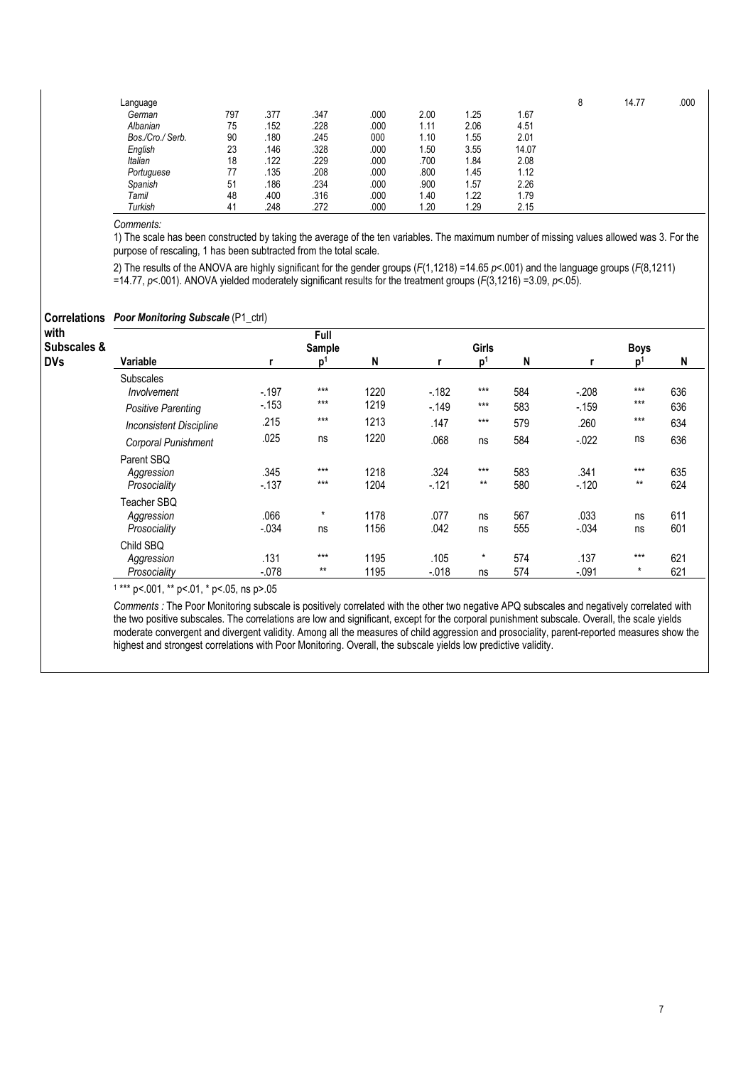| | | | | | | | | | | |
|---|---|---|---|---|---|---|---|---|---|---|
| Language | | | | | | | | 8 | 14.77 | .000 |
| *German* | 797 | .377 | .347 | .000 | 2.00 | 1.25 | 1.67 | | | |
| *Albanian* | 75 | .152 | .228 | .000 | 1.11 | 2.06 | 4.51 | | | |
| *Bos./Cro./ Serb.* | 90 | .180 | .245 | 000 | 1.10 | 1.55 | 2.01 | | | |
| *English* | 23 | .146 | .328 | .000 | 1.50 | 3.55 | 14.07 | | | |
| *Italian* | 18 | .122 | .229 | .000 | .700 | 1.84 | 2.08 | | | |
| *Portuguese* | 77 | .135 | .208 | .000 | .800 | 1.45 | 1.12 | | | |
| *Spanish* | 51 | .186 | .234 | .000 | .900 | 1.57 | 2.26 | | | |
| *Tamil* | 48 | .400 | .316 | .000 | 1.40 | 1.22 | 1.79 | | | |
| *Turkish* | 41 | .248 | .272 | .000 | 1.20 | 1.29 | 2.15 | | | |

*Comments:*

1) The scale has been constructed by taking the average of the ten variables. The maximum number of missing values allowed was 3. For the purpose of rescaling, 1 has been subtracted from the total scale.

2) The results of the ANOVA are highly significant for the gender groups ($F(1,1218) = 14.65$ $p<.001$) and the language groups ($F(8,1211) = 14.77$, $p<.001$). ANOVA yielded moderately significant results for the treatment groups ($F(3,1216) = 3.09$, $p<.05$).

**Correlations with Subscales & DVs**

***Poor Monitoring Subscale*** (P1_ctrl)

| Variable | Full Sample r | p[1] | N | Girls r | p[1] | N | Boys r | p[1] | N |
|---|---|---|---|---|---|---|---|---|---|
| Subscales | | | | | | | | | |
| *Involvement* | -.197 | *** | 1220 | -.182 | *** | 584 | -.208 | *** | 636 |
| *Positive Parenting* | -.153 | *** | 1219 | -.149 | *** | 583 | -.159 | *** | 636 |
| *Inconsistent Discipline* | .215 | *** | 1213 | .147 | *** | 579 | .260 | *** | 634 |
| *Corporal Punishment* | .025 | ns | 1220 | .068 | ns | 584 | -.022 | ns | 636 |
| Parent SBQ | | | | | | | | | |
| *Aggression* | .345 | *** | 1218 | .324 | *** | 583 | .341 | *** | 635 |
| *Prosociality* | -.137 | *** | 1204 | -.121 | ** | 580 | -.120 | ** | 624 |
| Teacher SBQ | | | | | | | | | |
| *Aggression* | .066 | * | 1178 | .077 | ns | 567 | .033 | ns | 611 |
| *Prosociality* | -.034 | ns | 1156 | .042 | ns | 555 | -.034 | ns | 601 |
| Child SBQ | | | | | | | | | |
| *Aggression* | .131 | *** | 1195 | .105 | * | 574 | .137 | *** | 621 |
| *Prosociality* | -.078 | ** | 1195 | -.018 | ns | 574 | -.091 | * | 621 |

[1] *** p<.001, ** p<.01, * p<.05, ns p>.05

*Comments :* The Poor Monitoring subscale is positively correlated with the other two negative APQ subscales and negatively correlated with the two positive subscales. The correlations are low and significant, except for the corporal punishment subscale. Overall, the scale yields moderate convergent and divergent validity. Among all the measures of child aggression and prosociality, parent-reported measures show the highest and strongest correlations with Poor Monitoring. Overall, the subscale yields low predictive validity.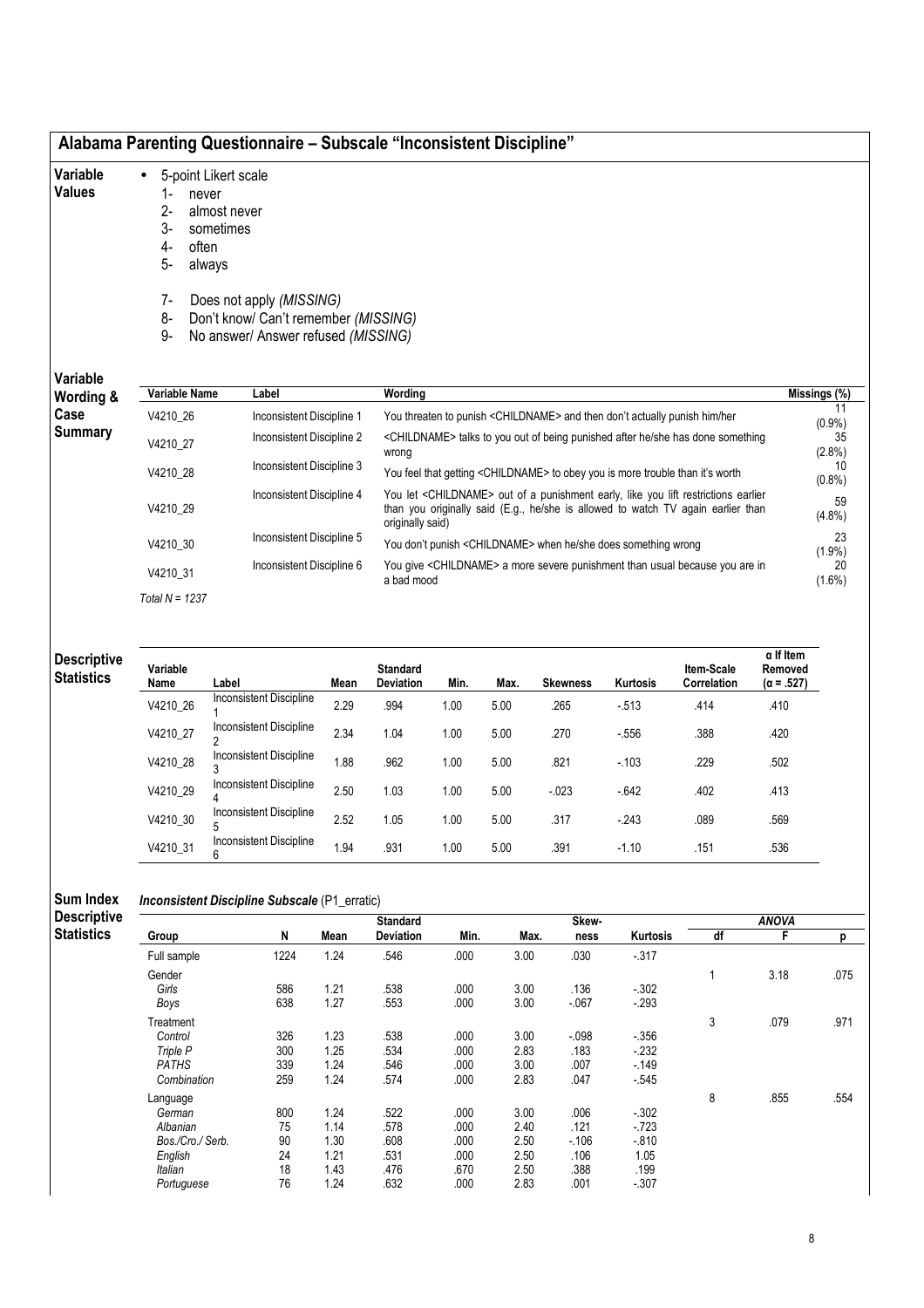## Alabama Parenting Questionnaire – Subscale "Inconsistent Discipline"

**Variable Values**

- 5-point Likert scale
  1- never
  2- almost never
  3- sometimes
  4- often
  5- always

  7- Does not apply *(MISSING)*
  8- Don't know/ Can't remember *(MISSING)*
  9- No answer/ Answer refused *(MISSING)*

**Variable Wording & Case Summary**

| Variable Name | Label | Wording | Missings (%) |
|---|---|---|---|
| V4210_26 | Inconsistent Discipline 1 | You threaten to punish <CHILDNAME> and then don't actually punish him/her | 11 (0.9%) |
| V4210_27 | Inconsistent Discipline 2 | <CHILDNAME> talks to you out of being punished after he/she has done something wrong | 35 (2.8%) |
| V4210_28 | Inconsistent Discipline 3 | You feel that getting <CHILDNAME> to obey you is more trouble than it's worth | 10 (0.8%) |
| V4210_29 | Inconsistent Discipline 4 | You let <CHILDNAME> out of a punishment early, like you lift restrictions earlier than you originally said (E.g., he/she is allowed to watch TV again earlier than originally said) | 59 (4.8%) |
| V4210_30 | Inconsistent Discipline 5 | You don't punish <CHILDNAME> when he/she does something wrong | 23 (1.9%) |
| V4210_31 | Inconsistent Discipline 6 | You give <CHILDNAME> a more severe punishment than usual because you are in a bad mood | 20 (1.6%) |

*Total N = 1237*

**Descriptive Statistics**

| Variable Name | Label | Mean | Standard Deviation | Min. | Max. | Skewness | Kurtosis | Item-Scale Correlation | α If Item Removed (α = .527) |
|---|---|---|---|---|---|---|---|---|---|
| V4210_26 | Inconsistent Discipline 1 | 2.29 | .994 | 1.00 | 5.00 | .265 | -.513 | .414 | .410 |
| V4210_27 | Inconsistent Discipline 2 | 2.34 | 1.04 | 1.00 | 5.00 | .270 | -.556 | .388 | .420 |
| V4210_28 | Inconsistent Discipline 3 | 1.88 | .962 | 1.00 | 5.00 | .821 | -.103 | .229 | .502 |
| V4210_29 | Inconsistent Discipline 4 | 2.50 | 1.03 | 1.00 | 5.00 | -.023 | -.642 | .402 | .413 |
| V4210_30 | Inconsistent Discipline 5 | 2.52 | 1.05 | 1.00 | 5.00 | .317 | -.243 | .089 | .569 |
| V4210_31 | Inconsistent Discipline 6 | 1.94 | .931 | 1.00 | 5.00 | .391 | -1.10 | .151 | .536 |

**Sum Index Descriptive Statistics**

***Inconsistent Discipline Subscale*** (P1_erratic)

| Group | N | Mean | Standard Deviation | Min. | Max. | Skewness | Kurtosis | ANOVA df | F | p |
|---|---|---|---|---|---|---|---|---|---|---|
| Full sample | 1224 | 1.24 | .546 | .000 | 3.00 | .030 | -.317 | | | |
| Gender | | | | | | | | 1 | 3.18 | .075 |
| *Girls* | 586 | 1.21 | .538 | .000 | 3.00 | .136 | -.302 | | | |
| *Boys* | 638 | 1.27 | .553 | .000 | 3.00 | -.067 | -.293 | | | |
| Treatment | | | | | | | | 3 | .079 | .971 |
| *Control* | 326 | 1.23 | .538 | .000 | 3.00 | -.098 | -.356 | | | |
| *Triple P* | 300 | 1.25 | .534 | .000 | 2.83 | .183 | -.232 | | | |
| *PATHS* | 339 | 1.24 | .546 | .000 | 3.00 | .007 | -.149 | | | |
| *Combination* | 259 | 1.24 | .574 | .000 | 2.83 | .047 | -.545 | | | |
| Language | | | | | | | | 8 | .855 | .554 |
| *German* | 800 | 1.24 | .522 | .000 | 3.00 | .006 | -.302 | | | |
| *Albanian* | 75 | 1.14 | .578 | .000 | 2.40 | .121 | -.723 | | | |
| *Bos./Cro./ Serb.* | 90 | 1.30 | .608 | .000 | 2.50 | -.106 | -.810 | | | |
| *English* | 24 | 1.21 | .531 | .000 | 2.50 | .106 | 1.05 | | | |
| *Italian* | 18 | 1.43 | .476 | .670 | 2.50 | .388 | .199 | | | |
| *Portuguese* | 76 | 1.24 | .632 | .000 | 2.83 | .001 | -.307 | | | |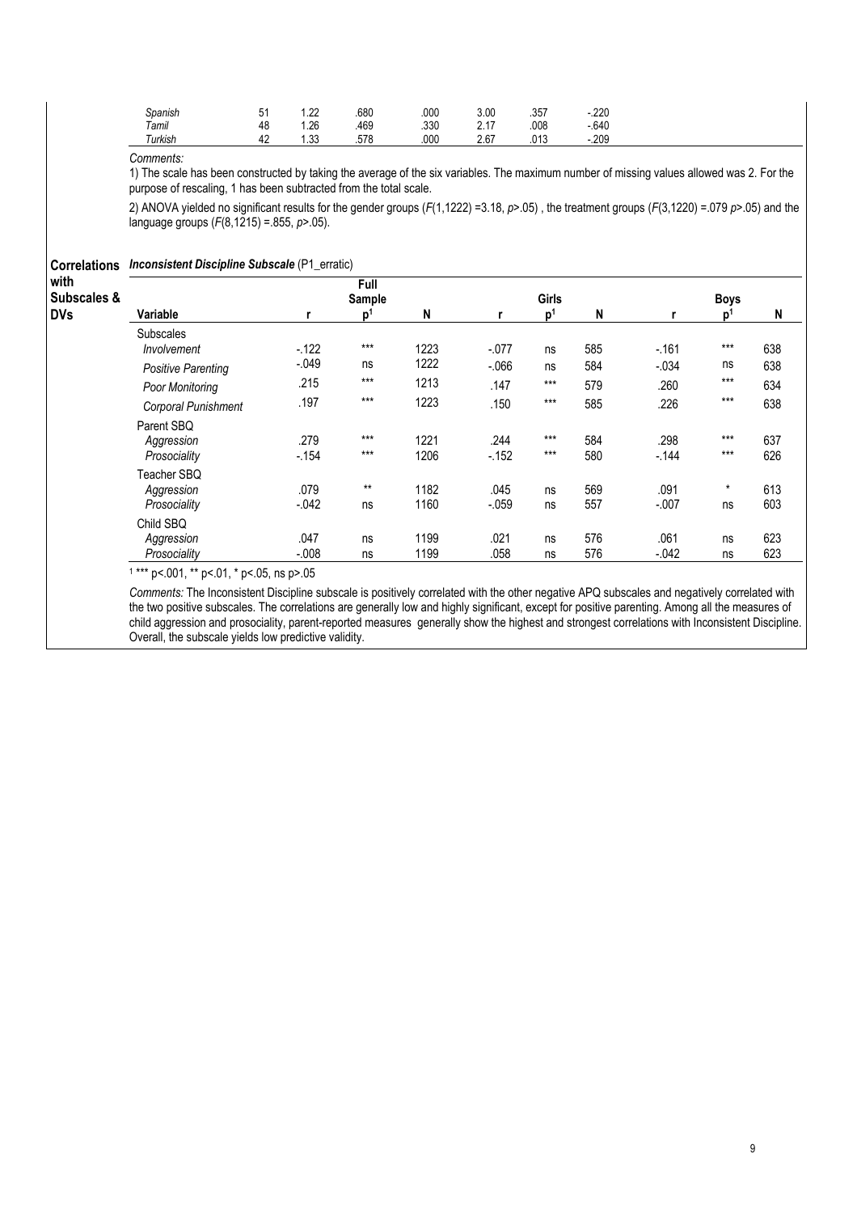| | | | | | | | |
|---|---|---|---|---|---|---|---|
| *Spanish* | 51 | 1.22 | .680 | .000 | 3.00 | .357 | -.220 |
| *Tamil* | 48 | 1.26 | .469 | .330 | 2.17 | .008 | -.640 |
| *Turkish* | 42 | 1.33 | .578 | .000 | 2.67 | .013 | -.209 |

*Comments:*

1) The scale has been constructed by taking the average of the six variables. The maximum number of missing values allowed was 2. For the purpose of rescaling, 1 has been subtracted from the total scale.

2) ANOVA yielded no significant results for the gender groups ($F(1,1222)$ =3.18, $p$>.05) , the treatment groups ($F(3,1220)$ =.079 $p$>.05) and the language groups ($F(8,1215)$ =.855, $p$>.05).

**Correlations with Subscales & DVs**

***Inconsistent Discipline Subscale*** (P1_erratic)

| | Full Sample | | | Girls | | | Boys | | |
|---|---|---|---|---|---|---|---|---|---|
| **Variable** | **r** | **p[1]** | **N** | **r** | **p[1]** | **N** | **r** | **p[1]** | **N** |
| Subscales | | | | | | | | | |
| *Involvement* | -.122 | *** | 1223 | -.077 | ns | 585 | -.161 | *** | 638 |
| *Positive Parenting* | -.049 | ns | 1222 | -.066 | ns | 584 | -.034 | ns | 638 |
| *Poor Monitoring* | .215 | *** | 1213 | .147 | *** | 579 | .260 | *** | 634 |
| *Corporal Punishment* | .197 | *** | 1223 | .150 | *** | 585 | .226 | *** | 638 |
| Parent SBQ | | | | | | | | | |
| *Aggression* | .279 | *** | 1221 | .244 | *** | 584 | .298 | *** | 637 |
| *Prosociality* | -.154 | *** | 1206 | -.152 | *** | 580 | -.144 | *** | 626 |
| Teacher SBQ | | | | | | | | | |
| *Aggression* | .079 | ** | 1182 | .045 | ns | 569 | .091 | * | 613 |
| *Prosociality* | -.042 | ns | 1160 | -.059 | ns | 557 | -.007 | ns | 603 |
| Child SBQ | | | | | | | | | |
| *Aggression* | .047 | ns | 1199 | .021 | ns | 576 | .061 | ns | 623 |
| *Prosociality* | -.008 | ns | 1199 | .058 | ns | 576 | -.042 | ns | 623 |

[1] *** p<.001, ** p<.01, * p<.05, ns p>.05

*Comments:* The Inconsistent Discipline subscale is positively correlated with the other negative APQ subscales and negatively correlated with the two positive subscales. The correlations are generally low and highly significant, except for positive parenting. Among all the measures of child aggression and prosociality, parent-reported measures generally show the highest and strongest correlations with Inconsistent Discipline. Overall, the subscale yields low predictive validity.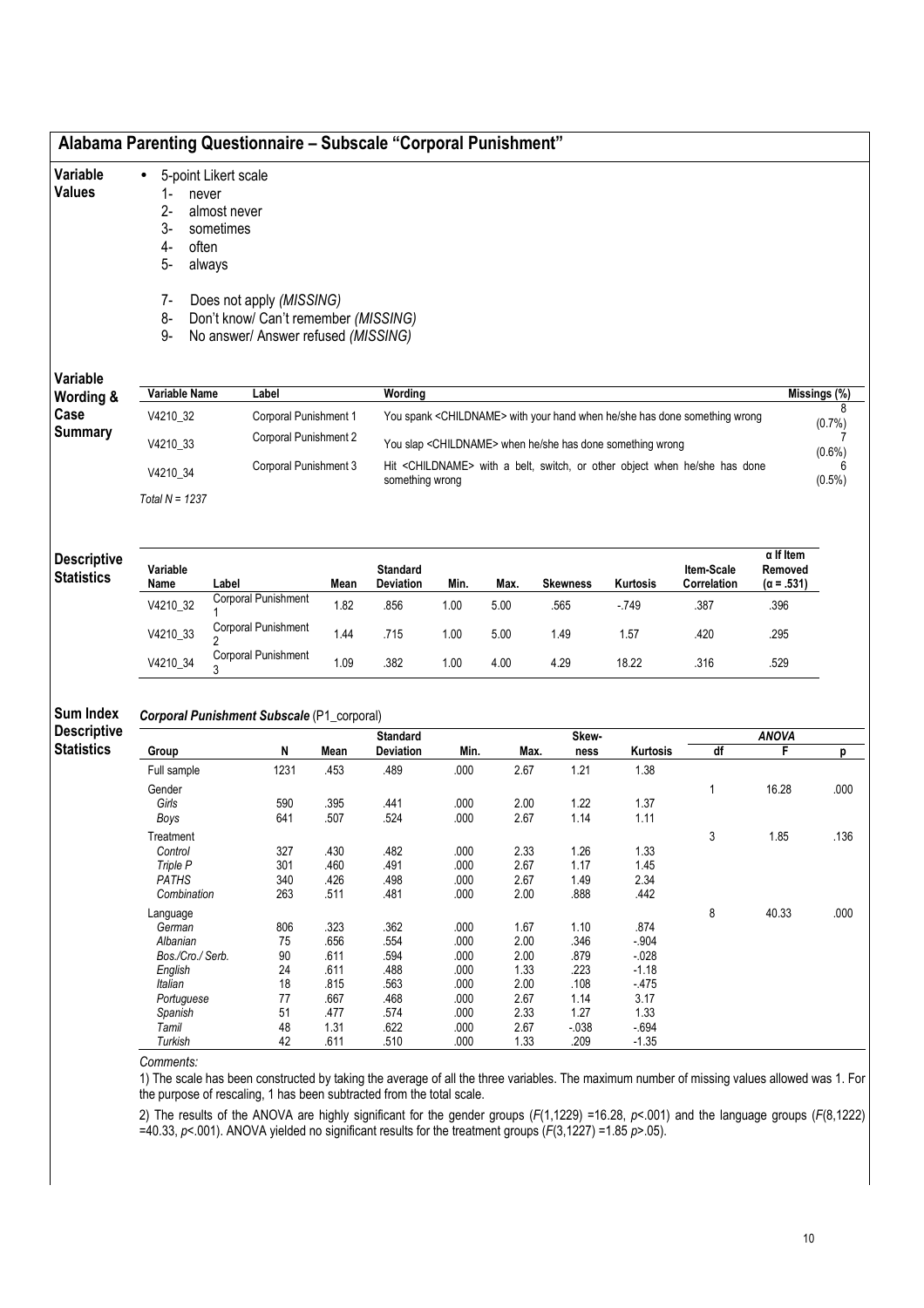## Alabama Parenting Questionnaire – Subscale "Corporal Punishment"

**Variable Values**

- 5-point Likert scale
  1- never
  2- almost never
  3- sometimes
  4- often
  5- always

  7- Does not apply *(MISSING)*
  8- Don't know/ Can't remember *(MISSING)*
  9- No answer/ Answer refused *(MISSING)*

**Variable Wording & Case Summary**

| Variable Name | Label | Wording | Missings (%) |
|---|---|---|---|
| V4210_32 | Corporal Punishment 1 | You spank <CHILDNAME> with your hand when he/she has done something wrong | 8 (0.7%) |
| V4210_33 | Corporal Punishment 2 | You slap <CHILDNAME> when he/she has done something wrong | 7 (0.6%) |
| V4210_34 | Corporal Punishment 3 | Hit <CHILDNAME> with a belt, switch, or other object when he/she has done something wrong | 6 (0.5%) |

*Total N = 1237*

**Descriptive Statistics**

| Variable Name | Label | Mean | Standard Deviation | Min. | Max. | Skewness | Kurtosis | Item-Scale Correlation | α If Item Removed (α = .531) |
|---|---|---|---|---|---|---|---|---|---|
| V4210_32 | Corporal Punishment 1 | 1.82 | .856 | 1.00 | 5.00 | .565 | -.749 | .387 | .396 |
| V4210_33 | Corporal Punishment 2 | 1.44 | .715 | 1.00 | 5.00 | 1.49 | 1.57 | .420 | .295 |
| V4210_34 | Corporal Punishment 3 | 1.09 | .382 | 1.00 | 4.00 | 4.29 | 18.22 | .316 | .529 |

**Sum Index Descriptive Statistics**

***Corporal Punishment Subscale*** (P1_corporal)

| Group | N | Mean | Standard Deviation | Min. | Max. | Skewness | Kurtosis | ANOVA df | ANOVA F | ANOVA p |
|---|---|---|---|---|---|---|---|---|---|---|
| Full sample | 1231 | .453 | .489 | .000 | 2.67 | 1.21 | 1.38 | | | |
| Gender | | | | | | | | 1 | 16.28 | .000 |
| *Girls* | 590 | .395 | .441 | .000 | 2.00 | 1.22 | 1.37 | | | |
| *Boys* | 641 | .507 | .524 | .000 | 2.67 | 1.14 | 1.11 | | | |
| Treatment | | | | | | | | 3 | 1.85 | .136 |
| *Control* | 327 | .430 | .482 | .000 | 2.33 | 1.26 | 1.33 | | | |
| *Triple P* | 301 | .460 | .491 | .000 | 2.67 | 1.17 | 1.45 | | | |
| *PATHS* | 340 | .426 | .498 | .000 | 2.67 | 1.49 | 2.34 | | | |
| *Combination* | 263 | .511 | .481 | .000 | 2.00 | .888 | .442 | | | |
| Language | | | | | | | | 8 | 40.33 | .000 |
| *German* | 806 | .323 | .362 | .000 | 1.67 | 1.10 | .874 | | | |
| *Albanian* | 75 | .656 | .554 | .000 | 2.00 | .346 | -.904 | | | |
| *Bos./Cro./ Serb.* | 90 | .611 | .594 | .000 | 2.00 | .879 | -.028 | | | |
| *English* | 24 | .611 | .488 | .000 | 1.33 | .223 | -1.18 | | | |
| *Italian* | 18 | .815 | .563 | .000 | 2.00 | .108 | -.475 | | | |
| *Portuguese* | 77 | .667 | .468 | .000 | 2.67 | 1.14 | 3.17 | | | |
| *Spanish* | 51 | .477 | .574 | .000 | 2.33 | 1.27 | 1.33 | | | |
| *Tamil* | 48 | 1.31 | .622 | .000 | 2.67 | -.038 | -.694 | | | |
| *Turkish* | 42 | .611 | .510 | .000 | 1.33 | .209 | -1.35 | | | |

*Comments:*

1) The scale has been constructed by taking the average of all the three variables. The maximum number of missing values allowed was 1. For the purpose of rescaling, 1 has been subtracted from the total scale.

2) The results of the ANOVA are highly significant for the gender groups ($F(1,1229)$ =16.28, $p$<.001) and the language groups ($F(8,1222)$ =40.33, $p$<.001). ANOVA yielded no significant results for the treatment groups ($F(3,1227)$ =1.85 $p$>.05).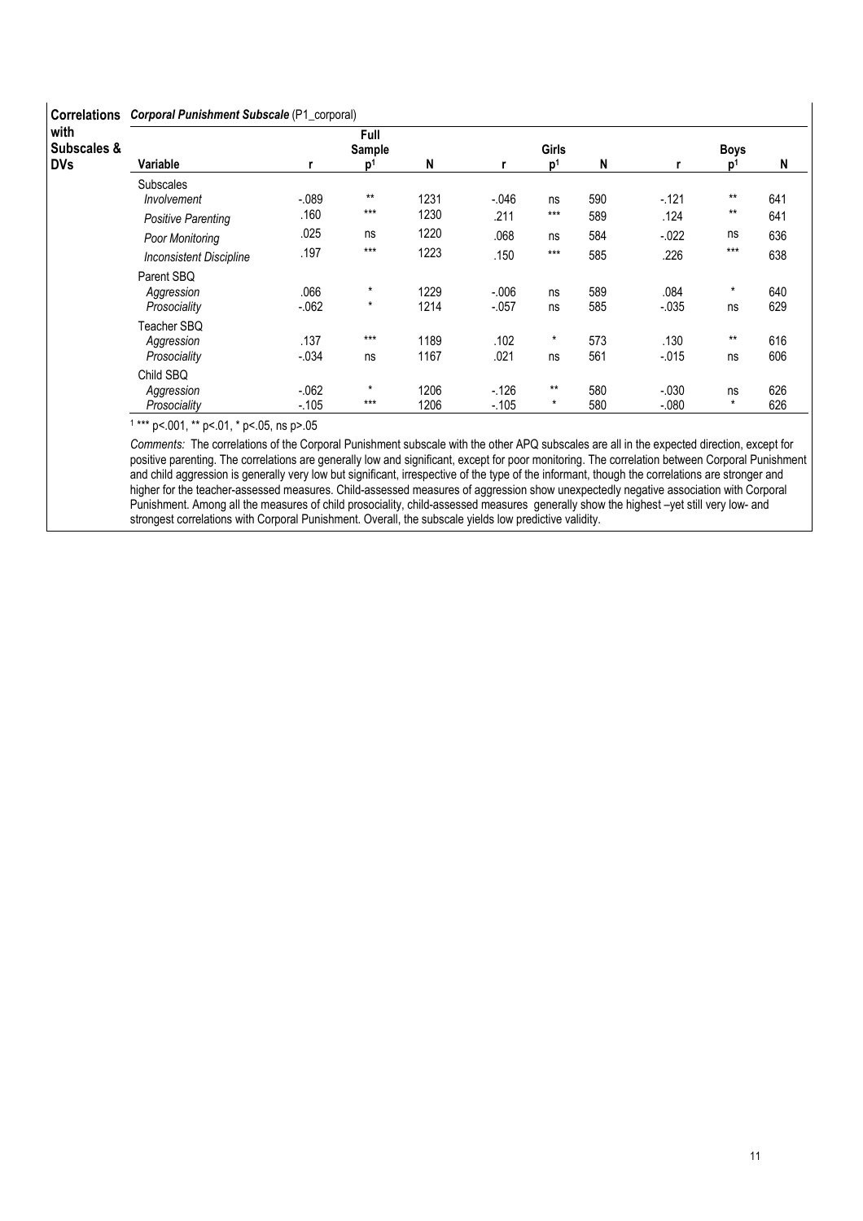**Correlations with Subscales & DVs** — ***Corporal Punishment Subscale*** (P1_corporal)

| Variable | Full Sample r | Full Sample p[1] | Full Sample N | Girls r | Girls p[1] | Girls N | Boys r | Boys p[1] | Boys N |
|---|---|---|---|---|---|---|---|---|---|
| Subscales | | | | | | | | | |
| *Involvement* | -.089 | ** | 1231 | -.046 | ns | 590 | -.121 | ** | 641 |
| *Positive Parenting* | .160 | *** | 1230 | .211 | *** | 589 | .124 | ** | 641 |
| *Poor Monitoring* | .025 | ns | 1220 | .068 | ns | 584 | -.022 | ns | 636 |
| *Inconsistent Discipline* | .197 | *** | 1223 | .150 | *** | 585 | .226 | *** | 638 |
| Parent SBQ | | | | | | | | | |
| *Aggression* | .066 | * | 1229 | -.006 | ns | 589 | .084 | * | 640 |
| *Prosociality* | -.062 | * | 1214 | -.057 | ns | 585 | -.035 | ns | 629 |
| Teacher SBQ | | | | | | | | | |
| *Aggression* | .137 | *** | 1189 | .102 | * | 573 | .130 | ** | 616 |
| *Prosociality* | -.034 | ns | 1167 | .021 | ns | 561 | -.015 | ns | 606 |
| Child SBQ | | | | | | | | | |
| *Aggression* | -.062 | * | 1206 | -.126 | ** | 580 | -.030 | ns | 626 |
| *Prosociality* | -.105 | *** | 1206 | -.105 | * | 580 | -.080 | * | 626 |

[1] *** p<.001, ** p<.01, * p<.05, ns p>.05

*Comments:* The correlations of the Corporal Punishment subscale with the other APQ subscales are all in the expected direction, except for positive parenting. The correlations are generally low and significant, except for poor monitoring. The correlation between Corporal Punishment and child aggression is generally very low but significant, irrespective of the type of the informant, though the correlations are stronger and higher for the teacher-assessed measures. Child-assessed measures of aggression show unexpectedly negative association with Corporal Punishment. Among all the measures of child prosociality, child-assessed measures generally show the highest –yet still very low- and strongest correlations with Corporal Punishment. Overall, the subscale yields low predictive validity.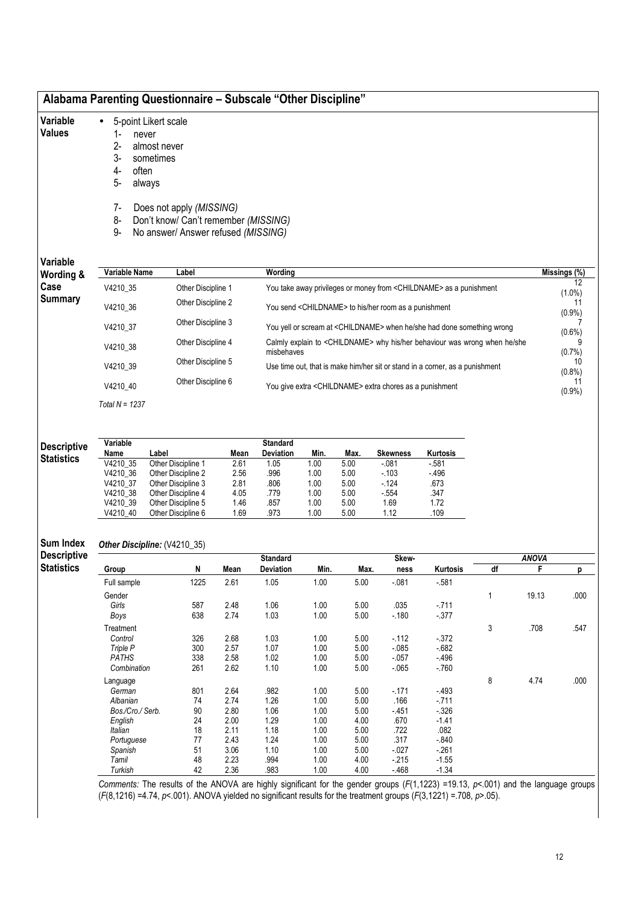## Alabama Parenting Questionnaire – Subscale "Other Discipline"

**Variable Values**

- 5-point Likert scale
  1- never
  2- almost never
  3- sometimes
  4- often
  5- always

  7- Does not apply *(MISSING)*
  8- Don't know/ Can't remember *(MISSING)*
  9- No answer/ Answer refused *(MISSING)*

**Variable Wording & Case Summary**

| Variable Name | Label | Wording | Missings (%) |
|---|---|---|---|
| V4210_35 | Other Discipline 1 | You take away privileges or money from <CHILDNAME> as a punishment | 12 (1.0%) |
| V4210_36 | Other Discipline 2 | You send <CHILDNAME> to his/her room as a punishment | 11 (0.9%) |
| V4210_37 | Other Discipline 3 | You yell or scream at <CHILDNAME> when he/she had done something wrong | 7 (0.6%) |
| V4210_38 | Other Discipline 4 | Calmly explain to <CHILDNAME> why his/her behaviour was wrong when he/she misbehaves | 9 (0.7%) |
| V4210_39 | Other Discipline 5 | Use time out, that is make him/her sit or stand in a corner, as a punishment | 10 (0.8%) |
| V4210_40 | Other Discipline 6 | You give extra <CHILDNAME> extra chores as a punishment | 11 (0.9%) |

*Total N = 1237*

**Descriptive Statistics**

| Variable Name | Label | Mean | Standard Deviation | Min. | Max. | Skewness | Kurtosis |
|---|---|---|---|---|---|---|---|
| V4210_35 | Other Discipline 1 | 2.61 | 1.05 | 1.00 | 5.00 | -.081 | -.581 |
| V4210_36 | Other Discipline 2 | 2.56 | .996 | 1.00 | 5.00 | -.103 | -.496 |
| V4210_37 | Other Discipline 3 | 2.81 | .806 | 1.00 | 5.00 | -.124 | .673 |
| V4210_38 | Other Discipline 4 | 4.05 | .779 | 1.00 | 5.00 | -.554 | .347 |
| V4210_39 | Other Discipline 5 | 1.46 | .857 | 1.00 | 5.00 | 1.69 | 1.72 |
| V4210_40 | Other Discipline 6 | 1.69 | .973 | 1.00 | 5.00 | 1.12 | .109 |

**Sum Index Descriptive Statistics**

***Other Discipline:*** (V4210_35)

| Group | N | Mean | Standard Deviation | Min. | Max. | Skew-ness | Kurtosis | ANOVA df | ANOVA F | ANOVA p |
|---|---|---|---|---|---|---|---|---|---|---|
| Full sample | 1225 | 2.61 | 1.05 | 1.00 | 5.00 | -.081 | -.581 | | | |
| Gender | | | | | | | | 1 | 19.13 | .000 |
| *Girls* | 587 | 2.48 | 1.06 | 1.00 | 5.00 | .035 | -.711 | | | |
| *Boys* | 638 | 2.74 | 1.03 | 1.00 | 5.00 | -.180 | -.377 | | | |
| Treatment | | | | | | | | 3 | .708 | .547 |
| *Control* | 326 | 2.68 | 1.03 | 1.00 | 5.00 | -.112 | -.372 | | | |
| *Triple P* | 300 | 2.57 | 1.07 | 1.00 | 5.00 | -.085 | -.682 | | | |
| *PATHS* | 338 | 2.58 | 1.02 | 1.00 | 5.00 | -.057 | -.496 | | | |
| *Combination* | 261 | 2.62 | 1.10 | 1.00 | 5.00 | -.065 | -.760 | | | |
| Language | | | | | | | | 8 | 4.74 | .000 |
| *German* | 801 | 2.64 | .982 | 1.00 | 5.00 | -.171 | -.493 | | | |
| *Albanian* | 74 | 2.74 | 1.26 | 1.00 | 5.00 | .166 | -.711 | | | |
| *Bos./Cro./ Serb.* | 90 | 2.80 | 1.06 | 1.00 | 5.00 | -.451 | -.326 | | | |
| *English* | 24 | 2.00 | 1.29 | 1.00 | 4.00 | .670 | -1.41 | | | |
| *Italian* | 18 | 2.11 | 1.18 | 1.00 | 5.00 | .722 | .082 | | | |
| *Portuguese* | 77 | 2.43 | 1.24 | 1.00 | 5.00 | .317 | -.840 | | | |
| *Spanish* | 51 | 3.06 | 1.10 | 1.00 | 5.00 | -.027 | -.261 | | | |
| *Tamil* | 48 | 2.23 | .994 | 1.00 | 4.00 | -.215 | -1.55 | | | |
| *Turkish* | 42 | 2.36 | .983 | 1.00 | 4.00 | -.468 | -1.34 | | | |

*Comments:* The results of the ANOVA are highly significant for the gender groups ($F(1,1223) = 19.13$, $p < .001$) and the language groups ($F(8,1216) = 4.74$, $p < .001$). ANOVA yielded no significant results for the treatment groups ($F(3,1221) = .708$, $p > .05$).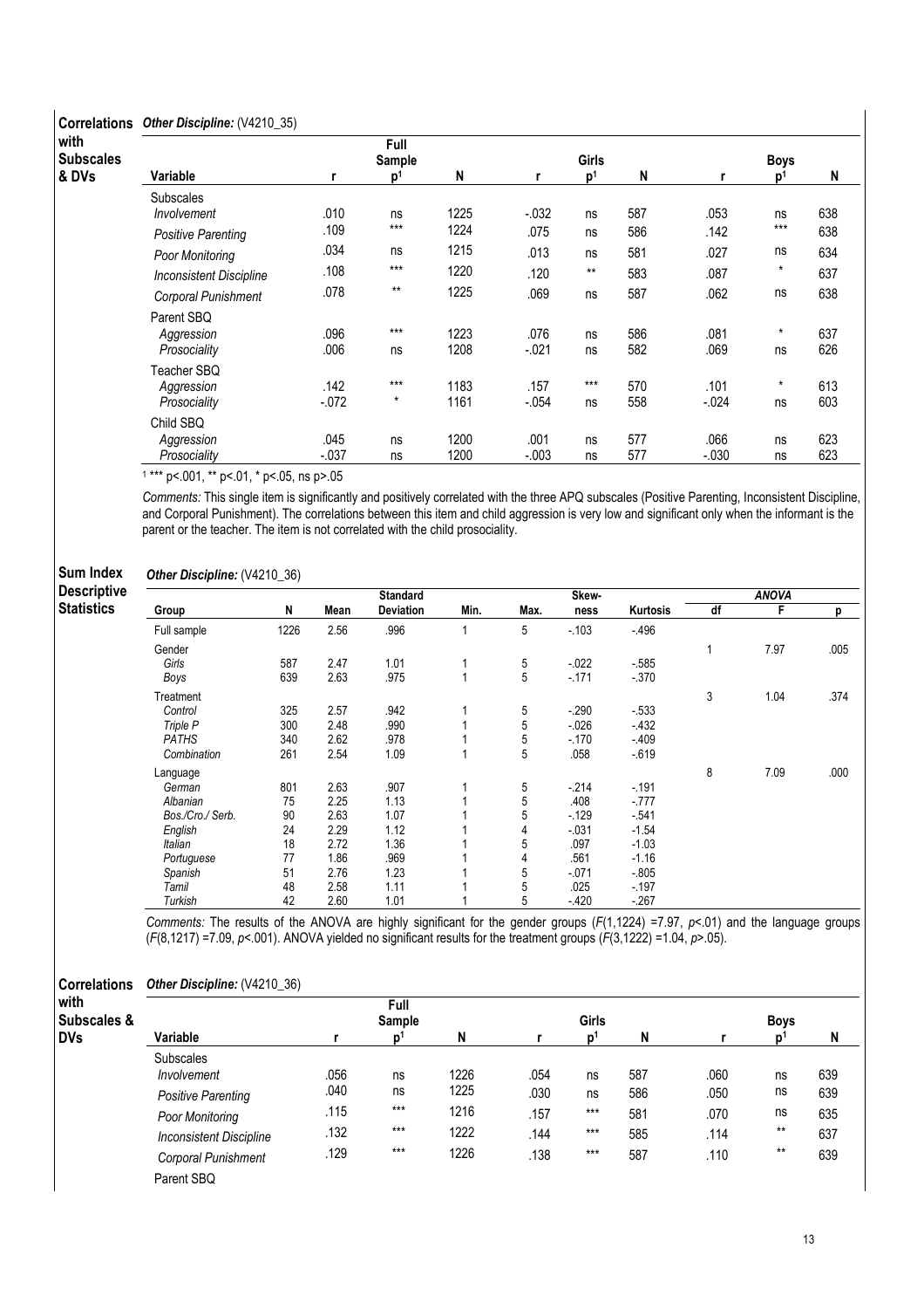**Correlations with Subscales & DVs** *Other Discipline:* (V4210_35)

| Variable | Full Sample r | Full Sample p[1] | N | Girls r | Girls p[1] | N | Boys r | Boys p[1] | N |
|---|---|---|---|---|---|---|---|---|---|
| Subscales | | | | | | | | | |
| *Involvement* | .010 | ns | 1225 | -.032 | ns | 587 | .053 | ns | 638 |
| *Positive Parenting* | .109 | *** | 1224 | .075 | ns | 586 | .142 | *** | 638 |
| *Poor Monitoring* | .034 | ns | 1215 | .013 | ns | 581 | .027 | ns | 634 |
| *Inconsistent Discipline* | .108 | *** | 1220 | .120 | ** | 583 | .087 | * | 637 |
| *Corporal Punishment* | .078 | ** | 1225 | .069 | ns | 587 | .062 | ns | 638 |
| Parent SBQ | | | | | | | | | |
| *Aggression* | .096 | *** | 1223 | .076 | ns | 586 | .081 | * | 637 |
| *Prosociality* | .006 | ns | 1208 | -.021 | ns | 582 | .069 | ns | 626 |
| Teacher SBQ | | | | | | | | | |
| *Aggression* | .142 | *** | 1183 | .157 | *** | 570 | .101 | * | 613 |
| *Prosociality* | -.072 | * | 1161 | -.054 | ns | 558 | -.024 | ns | 603 |
| Child SBQ | | | | | | | | | |
| *Aggression* | .045 | ns | 1200 | .001 | ns | 577 | .066 | ns | 623 |
| *Prosociality* | -.037 | ns | 1200 | -.003 | ns | 577 | -.030 | ns | 623 |

[1] *** p<.001, ** p<.01, * p<.05, ns p>.05

*Comments:* This single item is significantly and positively correlated with the three APQ subscales (Positive Parenting, Inconsistent Discipline, and Corporal Punishment). The correlations between this item and child aggression is very low and significant only when the informant is the parent or the teacher. The item is not correlated with the child prosociality.

**Sum Index Descriptive Statistics** *Other Discipline:* (V4210_36)

| Group | N | Mean | Standard Deviation | Min. | Max. | Skew-ness | Kurtosis | ANOVA df | ANOVA F | ANOVA p |
|---|---|---|---|---|---|---|---|---|---|---|
| Full sample | 1226 | 2.56 | .996 | 1 | 5 | -.103 | -.496 | | | |
| Gender | | | | | | | | 1 | 7.97 | .005 |
| *Girls* | 587 | 2.47 | 1.01 | 1 | 5 | -.022 | -.585 | | | |
| *Boys* | 639 | 2.63 | .975 | 1 | 5 | -.171 | -.370 | | | |
| Treatment | | | | | | | | 3 | 1.04 | .374 |
| *Control* | 325 | 2.57 | .942 | 1 | 5 | -.290 | -.533 | | | |
| *Triple P* | 300 | 2.48 | .990 | 1 | 5 | -.026 | -.432 | | | |
| *PATHS* | 340 | 2.62 | .978 | 1 | 5 | -.170 | -.409 | | | |
| *Combination* | 261 | 2.54 | 1.09 | 1 | 5 | .058 | -.619 | | | |
| Language | | | | | | | | 8 | 7.09 | .000 |
| *German* | 801 | 2.63 | .907 | 1 | 5 | -.214 | -.191 | | | |
| *Albanian* | 75 | 2.25 | 1.13 | 1 | 5 | .408 | -.777 | | | |
| *Bos./Cro./ Serb.* | 90 | 2.63 | 1.07 | 1 | 5 | -.129 | -.541 | | | |
| *English* | 24 | 2.29 | 1.12 | 1 | 4 | -.031 | -1.54 | | | |
| *Italian* | 18 | 2.72 | 1.36 | 1 | 5 | .097 | -1.03 | | | |
| *Portuguese* | 77 | 1.86 | .969 | 1 | 4 | .561 | -1.16 | | | |
| *Spanish* | 51 | 2.76 | 1.23 | 1 | 5 | -.071 | -.805 | | | |
| *Tamil* | 48 | 2.58 | 1.11 | 1 | 5 | .025 | -.197 | | | |
| *Turkish* | 42 | 2.60 | 1.01 | 1 | 5 | -.420 | -.267 | | | |

*Comments:* The results of the ANOVA are highly significant for the gender groups ($F(1,1224) = 7.97$, $p<.01$) and the language groups ($F(8,1217) = 7.09$, $p<.001$). ANOVA yielded no significant results for the treatment groups ($F(3,1222) = 1.04$, $p>.05$).

**Correlations with Subscales & DVs** *Other Discipline:* (V4210_36)

| Variable | Full Sample r | Full Sample p[1] | N | Girls r | Girls p[1] | N | Boys r | Boys p[1] | N |
|---|---|---|---|---|---|---|---|---|---|
| Subscales | | | | | | | | | |
| *Involvement* | .056 | ns | 1226 | .054 | ns | 587 | .060 | ns | 639 |
| *Positive Parenting* | .040 | ns | 1225 | .030 | ns | 586 | .050 | ns | 639 |
| *Poor Monitoring* | .115 | *** | 1216 | .157 | *** | 581 | .070 | ns | 635 |
| *Inconsistent Discipline* | .132 | *** | 1222 | .144 | *** | 585 | .114 | ** | 637 |
| *Corporal Punishment* | .129 | *** | 1226 | .138 | *** | 587 | .110 | ** | 639 |
| Parent SBQ | | | | | | | | | |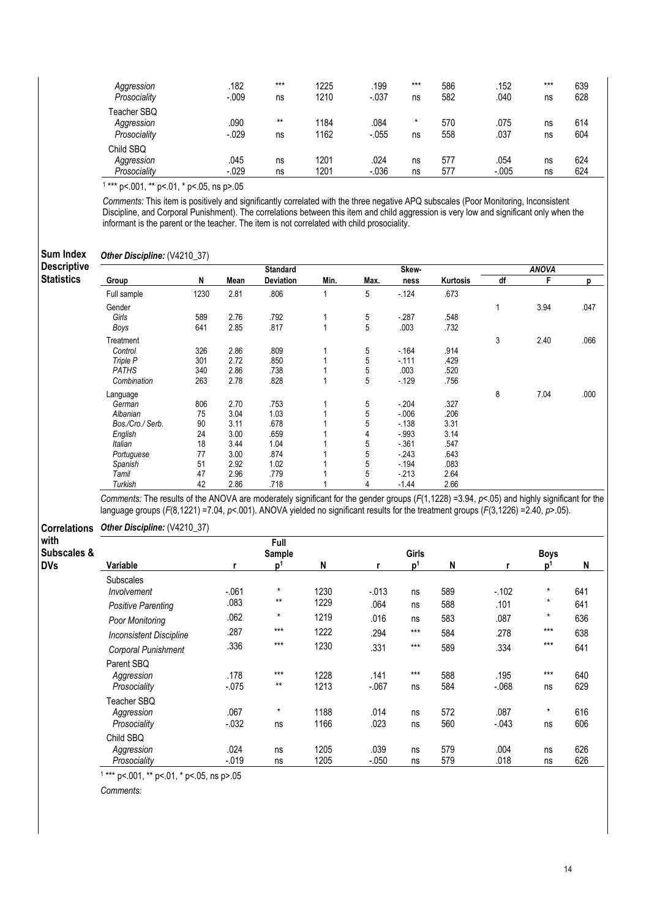| Variable | r | p[1] | N | r | p[1] | N | r | p[1] | N |
|---|---|---|---|---|---|---|---|---|---|
| *Aggression* | .182 | *** | 1225 | .199 | *** | 586 | .152 | *** | 639 |
| *Prosociality* | -.009 | ns | 1210 | -.037 | ns | 582 | .040 | ns | 628 |
| Teacher SBQ | | | | | | | | | |
| *Aggression* | .090 | ** | 1184 | .084 | * | 570 | .075 | ns | 614 |
| *Prosociality* | -.029 | ns | 1162 | -.055 | ns | 558 | .037 | ns | 604 |
| Child SBQ | | | | | | | | | |
| *Aggression* | .045 | ns | 1201 | .024 | ns | 577 | .054 | ns | 624 |
| *Prosociality* | -.029 | ns | 1201 | -.036 | ns | 577 | -.005 | ns | 624 |

[1] *** p<.001, ** p<.01, * p<.05, ns p>.05

*Comments:* This item is positively and significantly correlated with the three negative APQ subscales (Poor Monitoring, Inconsistent Discipline, and Corporal Punishment). The correlations between this item and child aggression is very low and significant only when the informant is the parent or the teacher. The item is not correlated with child prosociality.

**Sum Index Descriptive Statistics**

***Other Discipline:*** (V4210_37)

| Group | N | Mean | Standard Deviation | Min. | Max. | Skew-ness | Kurtosis | ANOVA df | F | p |
|---|---|---|---|---|---|---|---|---|---|---|
| Full sample | 1230 | 2.81 | .806 | 1 | 5 | -.124 | .673 | | | |
| Gender | | | | | | | | 1 | 3.94 | .047 |
| *Girls* | 589 | 2.76 | .792 | 1 | 5 | -.287 | .548 | | | |
| *Boys* | 641 | 2.85 | .817 | 1 | 5 | .003 | .732 | | | |
| Treatment | | | | | | | | 3 | 2.40 | .066 |
| *Control* | 326 | 2.86 | .809 | 1 | 5 | -.164 | .914 | | | |
| *Triple P* | 301 | 2.72 | .850 | 1 | 5 | -.111 | .429 | | | |
| *PATHS* | 340 | 2.86 | .738 | 1 | 5 | .003 | .520 | | | |
| *Combination* | 263 | 2.78 | .828 | 1 | 5 | -.129 | .756 | | | |
| Language | | | | | | | | 8 | 7.04 | .000 |
| *German* | 806 | 2.70 | .753 | 1 | 5 | -.204 | .327 | | | |
| *Albanian* | 75 | 3.04 | 1.03 | 1 | 5 | -.006 | .206 | | | |
| *Bos./Cro./ Serb.* | 90 | 3.11 | .678 | 1 | 5 | -.138 | 3.31 | | | |
| *English* | 24 | 3.00 | .659 | 1 | 4 | -.993 | 3.14 | | | |
| *Italian* | 18 | 3.44 | 1.04 | 1 | 5 | -.361 | .547 | | | |
| *Portuguese* | 77 | 3.00 | .874 | 1 | 5 | -.243 | .643 | | | |
| *Spanish* | 51 | 2.92 | 1.02 | 1 | 5 | -.194 | .083 | | | |
| *Tamil* | 47 | 2.96 | .779 | 1 | 5 | -.213 | 2.64 | | | |
| *Turkish* | 42 | 2.86 | .718 | 1 | 4 | -1.44 | 2.66 | | | |

*Comments:* The results of the ANOVA are moderately significant for the gender groups ($F(1,1228) = 3.94$, $p<.05$) and highly significant for the language groups ($F(8,1221) = 7.04$, $p<.001$). ANOVA yielded no significant results for the treatment groups ($F(3,1226) = 2.40$, $p>.05$).

**Correlations with Subscales & DVs**

***Other Discipline:*** (V4210_37)

| Variable | Full Sample r | p[1] | N | Girls r | p[1] | N | Boys r | p[1] | N |
|---|---|---|---|---|---|---|---|---|---|
| Subscales | | | | | | | | | |
| *Involvement* | -.061 | * | 1230 | -.013 | ns | 589 | -.102 | * | 641 |
| *Positive Parenting* | .083 | ** | 1229 | .064 | ns | 588 | .101 | * | 641 |
| *Poor Monitoring* | .062 | * | 1219 | .016 | ns | 583 | .087 | * | 636 |
| *Inconsistent Discipline* | .287 | *** | 1222 | .294 | *** | 584 | .278 | *** | 638 |
| *Corporal Punishment* | .336 | *** | 1230 | .331 | *** | 589 | .334 | *** | 641 |
| Parent SBQ | | | | | | | | | |
| *Aggression* | .178 | *** | 1228 | .141 | *** | 588 | .195 | *** | 640 |
| *Prosociality* | -.075 | ** | 1213 | -.067 | ns | 584 | -.068 | ns | 629 |
| Teacher SBQ | | | | | | | | | |
| *Aggression* | .067 | * | 1188 | .014 | ns | 572 | .087 | * | 616 |
| *Prosociality* | -.032 | ns | 1166 | .023 | ns | 560 | -.043 | ns | 606 |
| Child SBQ | | | | | | | | | |
| *Aggression* | .024 | ns | 1205 | .039 | ns | 579 | .004 | ns | 626 |
| *Prosociality* | -.019 | ns | 1205 | -.050 | ns | 579 | .018 | ns | 626 |

[1] *** p<.001, ** p<.01, * p<.05, ns p>.05

*Comments:*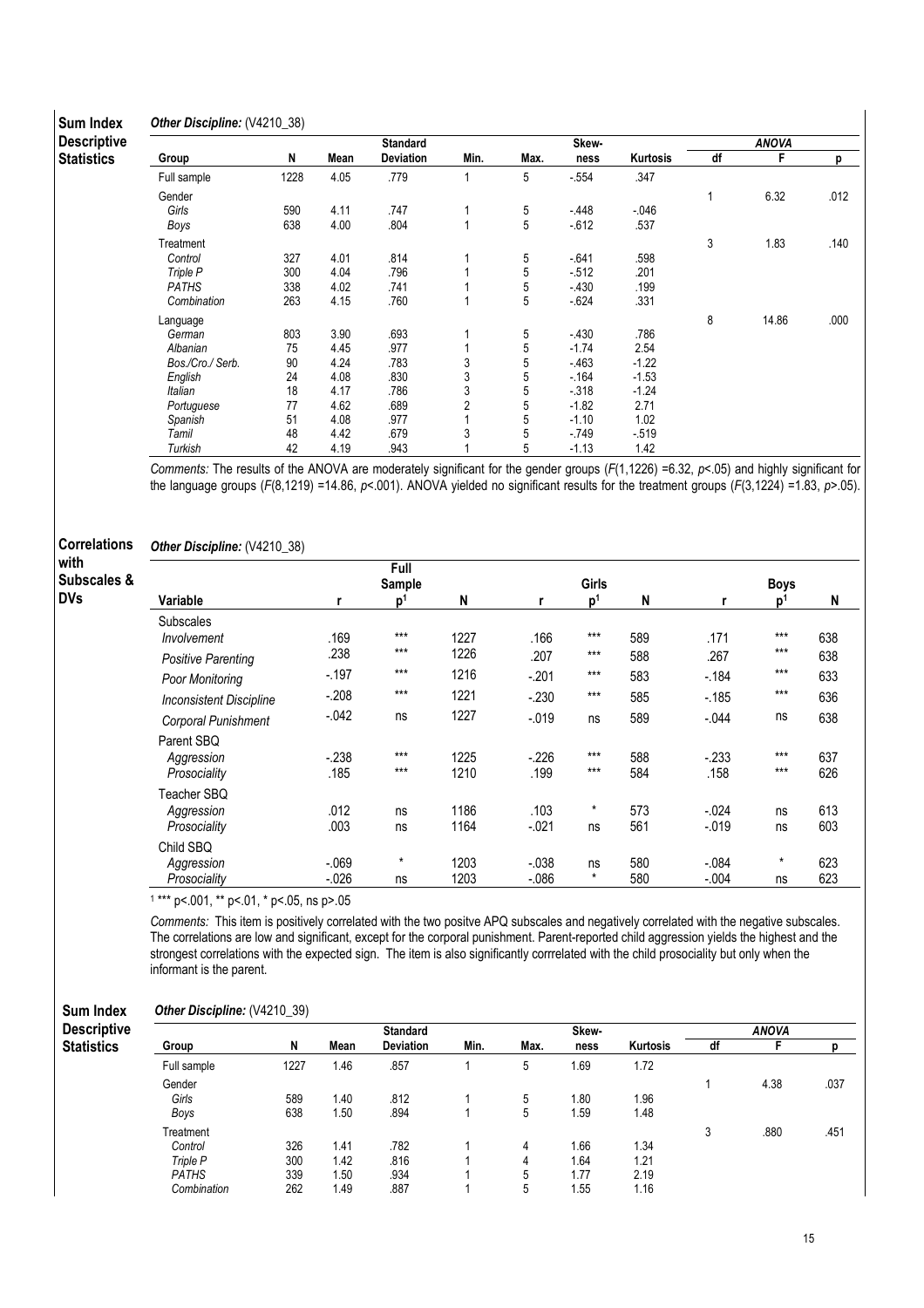**Sum Index Descriptive Statistics**

*Other Discipline:* (V4210_38)

| Group | N | Mean | Standard Deviation | Min. | Max. | Skew-ness | Kurtosis | ANOVA df | ANOVA F | ANOVA p |
|---|---|---|---|---|---|---|---|---|---|---|
| Full sample | 1228 | 4.05 | .779 | 1 | 5 | -.554 | .347 | | | |
| Gender | | | | | | | | 1 | 6.32 | .012 |
| *Girls* | 590 | 4.11 | .747 | 1 | 5 | -.448 | -.046 | | | |
| *Boys* | 638 | 4.00 | .804 | 1 | 5 | -.612 | .537 | | | |
| Treatment | | | | | | | | 3 | 1.83 | .140 |
| *Control* | 327 | 4.01 | .814 | 1 | 5 | -.641 | .598 | | | |
| *Triple P* | 300 | 4.04 | .796 | 1 | 5 | -.512 | .201 | | | |
| *PATHS* | 338 | 4.02 | .741 | 1 | 5 | -.430 | .199 | | | |
| *Combination* | 263 | 4.15 | .760 | 1 | 5 | -.624 | .331 | | | |
| Language | | | | | | | | 8 | 14.86 | .000 |
| *German* | 803 | 3.90 | .693 | 1 | 5 | -.430 | .786 | | | |
| *Albanian* | 75 | 4.45 | .977 | 1 | 5 | -1.74 | 2.54 | | | |
| *Bos./Cro./ Serb.* | 90 | 4.24 | .783 | 3 | 5 | -.463 | -1.22 | | | |
| *English* | 24 | 4.08 | .830 | 3 | 5 | -.164 | -1.53 | | | |
| *Italian* | 18 | 4.17 | .786 | 3 | 5 | -.318 | -1.24 | | | |
| *Portuguese* | 77 | 4.62 | .689 | 2 | 5 | -1.82 | 2.71 | | | |
| *Spanish* | 51 | 4.08 | .977 | 1 | 5 | -1.10 | 1.02 | | | |
| *Tamil* | 48 | 4.42 | .679 | 3 | 5 | -.749 | -.519 | | | |
| *Turkish* | 42 | 4.19 | .943 | 1 | 5 | -1.13 | 1.42 | | | |

*Comments:* The results of the ANOVA are moderately significant for the gender groups ($F(1,1226) = 6.32$, $p<.05$) and highly significant for the language groups ($F(8,1219) = 14.86$, $p<.001$). ANOVA yielded no significant results for the treatment groups ($F(3,1224) = 1.83$, $p>.05$).

**Correlations with Subscales & DVs**

*Other Discipline:* (V4210_38)

| Variable | Full Sample r | Full Sample p[1] | Full Sample N | Girls r | Girls p[1] | Girls N | Boys r | Boys p[1] | Boys N |
|---|---|---|---|---|---|---|---|---|---|
| Subscales | | | | | | | | | |
| *Involvement* | .169 | *** | 1227 | .166 | *** | 589 | .171 | *** | 638 |
| *Positive Parenting* | .238 | *** | 1226 | .207 | *** | 588 | .267 | *** | 638 |
| *Poor Monitoring* | -.197 | *** | 1216 | -.201 | *** | 583 | -.184 | *** | 633 |
| *Inconsistent Discipline* | -.208 | *** | 1221 | -.230 | *** | 585 | -.185 | *** | 636 |
| *Corporal Punishment* | -.042 | ns | 1227 | -.019 | ns | 589 | -.044 | ns | 638 |
| Parent SBQ | | | | | | | | | |
| *Aggression* | -.238 | *** | 1225 | -.226 | *** | 588 | -.233 | *** | 637 |
| *Prosociality* | .185 | *** | 1210 | .199 | *** | 584 | .158 | *** | 626 |
| Teacher SBQ | | | | | | | | | |
| *Aggression* | .012 | ns | 1186 | .103 | * | 573 | -.024 | ns | 613 |
| *Prosociality* | .003 | ns | 1164 | -.021 | ns | 561 | -.019 | ns | 603 |
| Child SBQ | | | | | | | | | |
| *Aggression* | -.069 | * | 1203 | -.038 | ns | 580 | -.084 | * | 623 |
| *Prosociality* | -.026 | ns | 1203 | -.086 | * | 580 | -.004 | ns | 623 |

[1] *** p<.001, ** p<.01, * p<.05, ns p>.05

*Comments:* This item is positively correlated with the two positve APQ subscales and negatively correlated with the negative subscales. The correlations are low and significant, except for the corporal punishment. Parent-reported child aggression yields the highest and the strongest correlations with the expected sign. The item is also significantly corrrelated with the child prosociality but only when the informant is the parent.

**Sum Index Descriptive Statistics**

*Other Discipline:* (V4210_39)

| Group | N | Mean | Standard Deviation | Min. | Max. | Skew-ness | Kurtosis | ANOVA df | ANOVA F | ANOVA p |
|---|---|---|---|---|---|---|---|---|---|---|
| Full sample | 1227 | 1.46 | .857 | 1 | 5 | 1.69 | 1.72 | | | |
| Gender | | | | | | | | 1 | 4.38 | .037 |
| *Girls* | 589 | 1.40 | .812 | 1 | 5 | 1.80 | 1.96 | | | |
| *Boys* | 638 | 1.50 | .894 | 1 | 5 | 1.59 | 1.48 | | | |
| Treatment | | | | | | | | 3 | .880 | .451 |
| *Control* | 326 | 1.41 | .782 | 1 | 4 | 1.66 | 1.34 | | | |
| *Triple P* | 300 | 1.42 | .816 | 1 | 4 | 1.64 | 1.21 | | | |
| *PATHS* | 339 | 1.50 | .934 | 1 | 5 | 1.77 | 2.19 | | | |
| *Combination* | 262 | 1.49 | .887 | 1 | 5 | 1.55 | 1.16 | | | |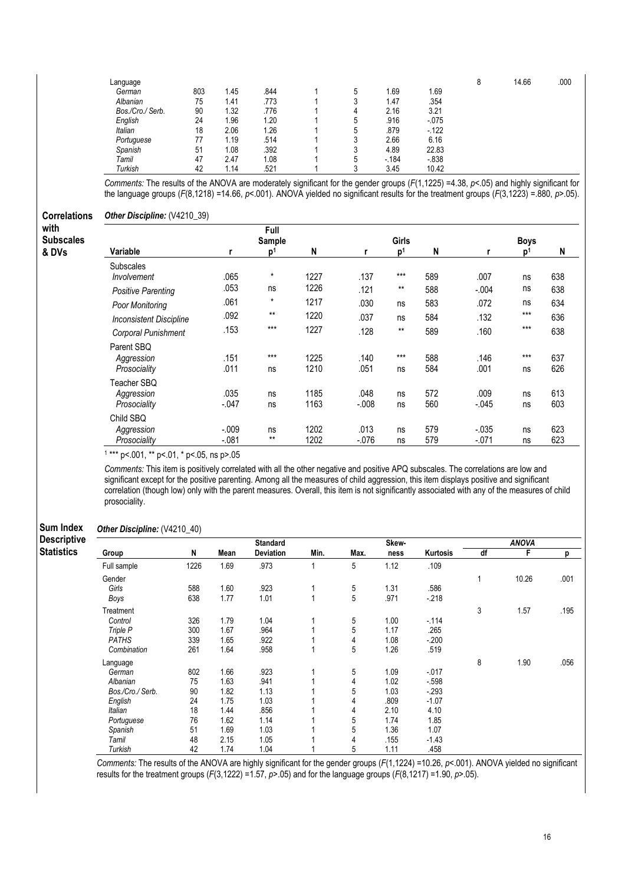| Group | N | Mean | Standard Deviation | Min. | Max. | Skewness | Kurtosis | df | F | p |
|---|---|---|---|---|---|---|---|---|---|---|
| Language | | | | | | | | 8 | 14.66 | .000 |
| *German* | 803 | 1.45 | .844 | 1 | 5 | 1.69 | 1.69 | | | |
| *Albanian* | 75 | 1.41 | .773 | 1 | 3 | 1.47 | .354 | | | |
| *Bos./Cro./ Serb.* | 90 | 1.32 | .776 | 1 | 4 | 2.16 | 3.21 | | | |
| *English* | 24 | 1.96 | 1.20 | 1 | 5 | .916 | -.075 | | | |
| *Italian* | 18 | 2.06 | 1.26 | 1 | 5 | .879 | -.122 | | | |
| *Portuguese* | 77 | 1.19 | .514 | 1 | 3 | 2.66 | 6.16 | | | |
| *Spanish* | 51 | 1.08 | .392 | 1 | 3 | 4.89 | 22.83 | | | |
| *Tamil* | 47 | 2.47 | 1.08 | 1 | 5 | -.184 | -.838 | | | |
| *Turkish* | 42 | 1.14 | .521 | 1 | 3 | 3.45 | 10.42 | | | |

*Comments:* The results of the ANOVA are moderately significant for the gender groups ($F(1,1225) = 4.38$, $p < .05$) and highly significant for the language groups ($F(8,1218) = 14.66$, $p < .001$). ANOVA yielded no significant results for the treatment groups ($F(3,1223) = .880$, $p > .05$).

## Correlations with Subscales & DVs

***Other Discipline:*** (V4210_39)

| Variable | Full Sample r | Full Sample p[1] | Full Sample N | Girls r | Girls p[1] | Girls N | Boys r | Boys p[1] | Boys N |
|---|---|---|---|---|---|---|---|---|---|
| Subscales | | | | | | | | | |
| *Involvement* | .065 | * | 1227 | .137 | *** | 589 | .007 | ns | 638 |
| *Positive Parenting* | .053 | ns | 1226 | .121 | ** | 588 | -.004 | ns | 638 |
| *Poor Monitoring* | .061 | * | 1217 | .030 | ns | 583 | .072 | ns | 634 |
| *Inconsistent Discipline* | .092 | ** | 1220 | .037 | ns | 584 | .132 | *** | 636 |
| *Corporal Punishment* | .153 | *** | 1227 | .128 | ** | 589 | .160 | *** | 638 |
| Parent SBQ | | | | | | | | | |
| *Aggression* | .151 | *** | 1225 | .140 | *** | 588 | .146 | *** | 637 |
| *Prosociality* | .011 | ns | 1210 | .051 | ns | 584 | .001 | ns | 626 |
| Teacher SBQ | | | | | | | | | |
| *Aggression* | .035 | ns | 1185 | .048 | ns | 572 | .009 | ns | 613 |
| *Prosociality* | -.047 | ns | 1163 | -.008 | ns | 560 | -.045 | ns | 603 |
| Child SBQ | | | | | | | | | |
| *Aggression* | -.009 | ns | 1202 | .013 | ns | 579 | -.035 | ns | 623 |
| *Prosociality* | -.081 | ** | 1202 | -.076 | ns | 579 | -.071 | ns | 623 |

[1] *** p<.001, ** p<.01, * p<.05, ns p>.05

*Comments:* This item is positively correlated with all the other negative and positive APQ subscales. The correlations are low and significant except for the positive parenting. Among all the measures of child aggression, this item displays positive and significant correlation (though low) only with the parent measures. Overall, this item is not significantly associated with any of the measures of child prosociality.

## Sum Index Descriptive Statistics

***Other Discipline:*** (V4210_40)

| Group | N | Mean | Standard Deviation | Min. | Max. | Skewness | Kurtosis | ANOVA df | ANOVA F | ANOVA p |
|---|---|---|---|---|---|---|---|---|---|---|
| Full sample | 1226 | 1.69 | .973 | 1 | 5 | 1.12 | .109 | | | |
| Gender | | | | | | | | 1 | 10.26 | .001 |
| *Girls* | 588 | 1.60 | .923 | 1 | 5 | 1.31 | .586 | | | |
| *Boys* | 638 | 1.77 | 1.01 | 1 | 5 | .971 | -.218 | | | |
| Treatment | | | | | | | | 3 | 1.57 | .195 |
| *Control* | 326 | 1.79 | 1.04 | 1 | 5 | 1.00 | -.114 | | | |
| *Triple P* | 300 | 1.67 | .964 | 1 | 5 | 1.17 | .265 | | | |
| *PATHS* | 339 | 1.65 | .922 | 1 | 4 | 1.08 | -.200 | | | |
| *Combination* | 261 | 1.64 | .958 | 1 | 5 | 1.26 | .519 | | | |
| Language | | | | | | | | 8 | 1.90 | .056 |
| *German* | 802 | 1.66 | .923 | 1 | 5 | 1.09 | -.017 | | | |
| *Albanian* | 75 | 1.63 | .941 | 1 | 4 | 1.02 | -.598 | | | |
| *Bos./Cro./ Serb.* | 90 | 1.82 | 1.13 | 1 | 5 | 1.03 | -.293 | | | |
| *English* | 24 | 1.75 | 1.03 | 1 | 4 | .809 | -1.07 | | | |
| *Italian* | 18 | 1.44 | .856 | 1 | 4 | 2.10 | 4.10 | | | |
| *Portuguese* | 76 | 1.62 | 1.14 | 1 | 5 | 1.74 | 1.85 | | | |
| *Spanish* | 51 | 1.69 | 1.03 | 1 | 5 | 1.36 | 1.07 | | | |
| *Tamil* | 48 | 2.15 | 1.05 | 1 | 4 | .155 | -1.43 | | | |
| *Turkish* | 42 | 1.74 | 1.04 | 1 | 5 | 1.11 | .458 | | | |

*Comments:* The results of the ANOVA are highly significant for the gender groups ($F(1,1224) = 10.26$, $p < .001$). ANOVA yielded no significant results for the treatment groups ($F(3,1222) = 1.57$, $p > .05$) and for the language groups ($F(8,1217) = 1.90$, $p > .05$).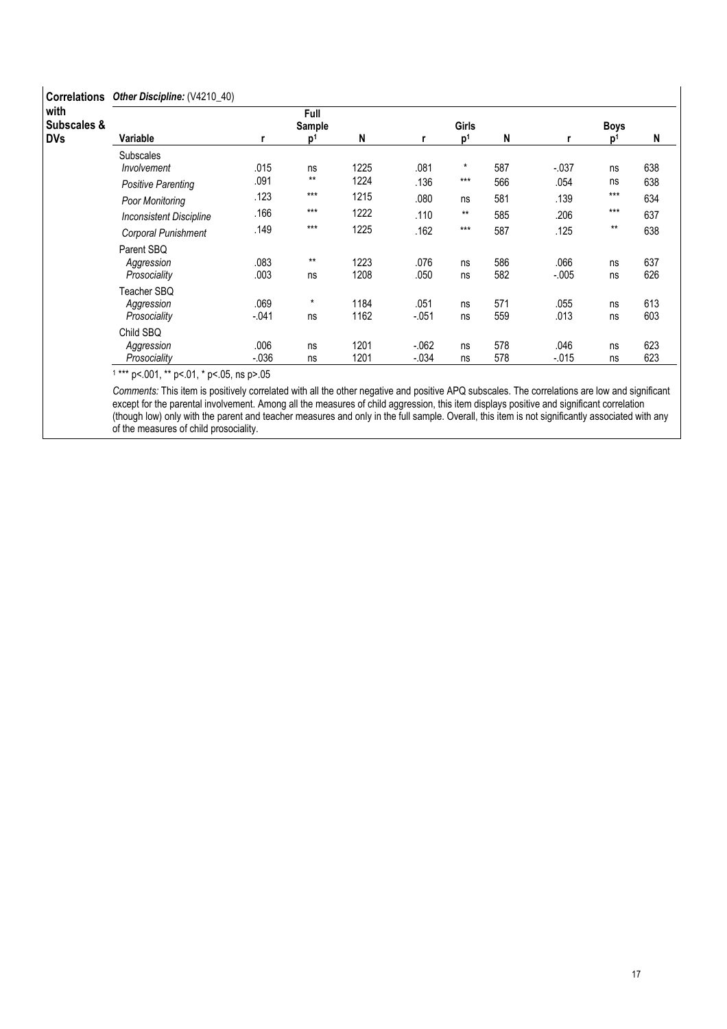**Correlations with Subscales & DVs** *Other Discipline:* (V4210_40)

| Variable | Full Sample r | Full Sample p[1] | Full Sample N | Girls r | Girls p[1] | Girls N | Boys r | Boys p[1] | Boys N |
|---|---|---|---|---|---|---|---|---|---|
| Subscales | | | | | | | | | |
| *Involvement* | .015 | ns | 1225 | .081 | * | 587 | -.037 | ns | 638 |
| *Positive Parenting* | .091 | ** | 1224 | .136 | *** | 566 | .054 | ns | 638 |
| *Poor Monitoring* | .123 | *** | 1215 | .080 | ns | 581 | .139 | *** | 634 |
| *Inconsistent Discipline* | .166 | *** | 1222 | .110 | ** | 585 | .206 | *** | 637 |
| *Corporal Punishment* | .149 | *** | 1225 | .162 | *** | 587 | .125 | ** | 638 |
| Parent SBQ | | | | | | | | | |
| *Aggression* | .083 | ** | 1223 | .076 | ns | 586 | .066 | ns | 637 |
| *Prosociality* | .003 | ns | 1208 | .050 | ns | 582 | -.005 | ns | 626 |
| Teacher SBQ | | | | | | | | | |
| *Aggression* | .069 | * | 1184 | .051 | ns | 571 | .055 | ns | 613 |
| *Prosociality* | -.041 | ns | 1162 | -.051 | ns | 559 | .013 | ns | 603 |
| Child SBQ | | | | | | | | | |
| *Aggression* | .006 | ns | 1201 | -.062 | ns | 578 | .046 | ns | 623 |
| *Prosociality* | -.036 | ns | 1201 | -.034 | ns | 578 | -.015 | ns | 623 |

[1] *** p<.001, ** p<.01, * p<.05, ns p>.05

*Comments:* This item is positively correlated with all the other negative and positive APQ subscales. The correlations are low and significant except for the parental involvement. Among all the measures of child aggression, this item displays positive and significant correlation (though low) only with the parent and teacher measures and only in the full sample. Overall, this item is not significantly associated with any of the measures of child prosociality.